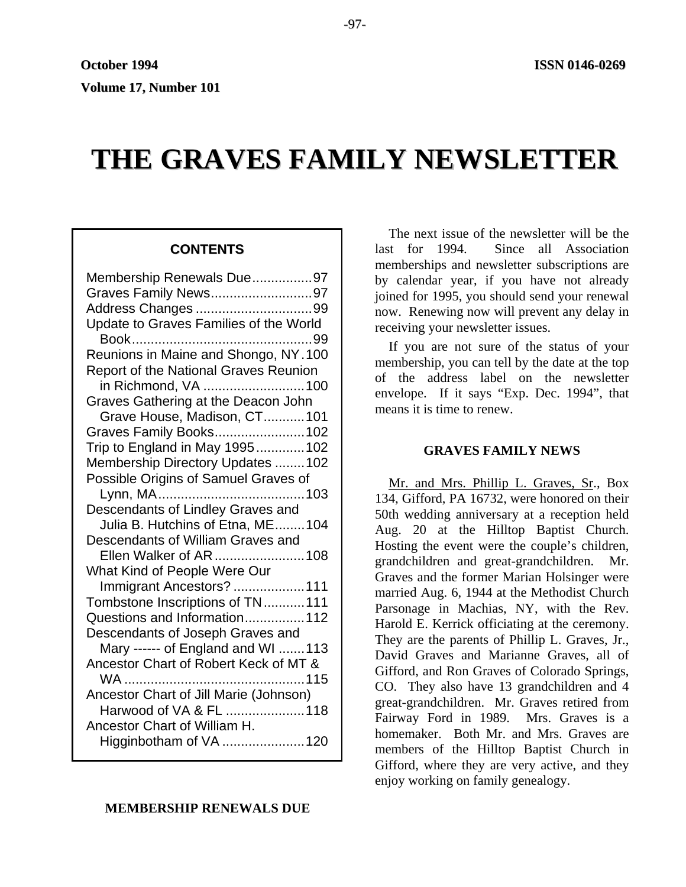October 1994 ISSN 0146-0269

Volume 17, Number 101

# THE GRAVES FAMILY NEWSLETTER

**CONTENTS**

| | |
|---|---|
| Membership Renewals Due | 97 |
| Graves Family News | 97 |
| Address Changes | 99 |
| Update to Graves Families of the World Book | 99 |
| Reunions in Maine and Shongo, NY | 100 |
| Report of the National Graves Reunion in Richmond, VA | 100 |
| Graves Gathering at the Deacon John Grave House, Madison, CT | 101 |
| Graves Family Books | 102 |
| Trip to England in May 1995 | 102 |
| Membership Directory Updates | 102 |
| Possible Origins of Samuel Graves of Lynn, MA | 103 |
| Descendants of Lindley Graves and Julia B. Hutchins of Etna, ME | 104 |
| Descendants of William Graves and Ellen Walker of AR | 108 |
| What Kind of People Were Our Immigrant Ancestors? | 111 |
| Tombstone Inscriptions of TN | 111 |
| Questions and Information | 112 |
| Descendants of Joseph Graves and Mary ------ of England and WI | 113 |
| Ancestor Chart of Robert Keck of MT & WA | 115 |
| Ancestor Chart of Jill Marie (Johnson) Harwood of VA & FL | 118 |
| Ancestor Chart of William H. Higginbotham of VA | 120 |

## MEMBERSHIP RENEWALS DUE

The next issue of the newsletter will be the last for 1994. Since all Association memberships and newsletter subscriptions are by calendar year, if you have not already joined for 1995, you should send your renewal now. Renewing now will prevent any delay in receiving your newsletter issues.

If you are not sure of the status of your membership, you can tell by the date at the top of the address label on the newsletter envelope. If it says "Exp. Dec. 1994", that means it is time to renew.

## GRAVES FAMILY NEWS

Mr. and Mrs. Phillip L. Graves, Sr., Box 134, Gifford, PA 16732, were honored on their 50th wedding anniversary at a reception held Aug. 20 at the Hilltop Baptist Church. Hosting the event were the couple's children, grandchildren and great-grandchildren. Mr. Graves and the former Marian Holsinger were married Aug. 6, 1944 at the Methodist Church Parsonage in Machias, NY, with the Rev. Harold E. Kerrick officiating at the ceremony. They are the parents of Phillip L. Graves, Jr., David Graves and Marianne Graves, all of Gifford, and Ron Graves of Colorado Springs, CO. They also have 13 grandchildren and 4 great-grandchildren. Mr. Graves retired from Fairway Ford in 1989. Mrs. Graves is a homemaker. Both Mr. and Mrs. Graves are members of the Hilltop Baptist Church in Gifford, where they are very active, and they enjoy working on family genealogy.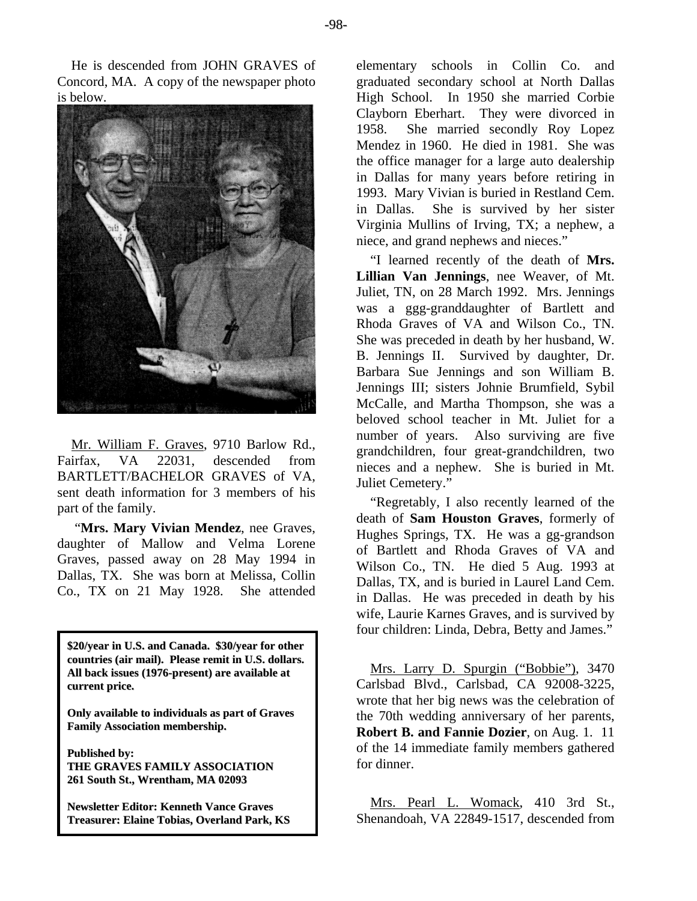He is descended from JOHN GRAVES of Concord, MA. A copy of the newspaper photo is below.

Mr. William F. Graves, 9710 Barlow Rd., Fairfax, VA 22031, descended from BARTLETT/BACHELOR GRAVES of VA, sent death information for 3 members of his part of the family.

"**Mrs. Mary Vivian Mendez**, nee Graves, daughter of Mallow and Velma Lorene Graves, passed away on 28 May 1994 in Dallas, TX. She was born at Melissa, Collin Co., TX on 21 May 1928. She attended elementary schools in Collin Co. and graduated secondary school at North Dallas High School. In 1950 she married Corbie Clayborn Eberhart. They were divorced in 1958. She married secondly Roy Lopez Mendez in 1960. He died in 1981. She was the office manager for a large auto dealership in Dallas for many years before retiring in 1993. Mary Vivian is buried in Restland Cem. in Dallas. She is survived by her sister Virginia Mullins of Irving, TX; a nephew, a niece, and grand nephews and nieces."

"I learned recently of the death of **Mrs. Lillian Van Jennings**, nee Weaver, of Mt. Juliet, TN, on 28 March 1992. Mrs. Jennings was a ggg-granddaughter of Bartlett and Rhoda Graves of VA and Wilson Co., TN. She was preceded in death by her husband, W. B. Jennings II. Survived by daughter, Dr. Barbara Sue Jennings and son William B. Jennings III; sisters Johnie Brumfield, Sybil McCalle, and Martha Thompson, she was a beloved school teacher in Mt. Juliet for a number of years. Also surviving are five grandchildren, four great-grandchildren, two nieces and a nephew. She is buried in Mt. Juliet Cemetery."

"Regretably, I also recently learned of the death of **Sam Houston Graves**, formerly of Hughes Springs, TX. He was a gg-grandson of Bartlett and Rhoda Graves of VA and Wilson Co., TN. He died 5 Aug. 1993 at Dallas, TX, and is buried in Laurel Land Cem. in Dallas. He was preceded in death by his wife, Laurie Karnes Graves, and is survived by four children: Linda, Debra, Betty and James."

Mrs. Larry D. Spurgin ("Bobbie"), 3470 Carlsbad Blvd., Carlsbad, CA 92008-3225, wrote that her big news was the celebration of the 70th wedding anniversary of her parents, **Robert B. and Fannie Dozier**, on Aug. 1. 11 of the 14 immediate family members gathered for dinner.

Mrs. Pearl L. Womack, 410 3rd St., Shenandoah, VA 22849-1517, descended from

---

**$20/year in U.S. and Canada. $30/year for other countries (air mail). Please remit in U.S. dollars. All back issues (1976-present) are available at current price.**

**Only available to individuals as part of Graves Family Association membership.**

**Published by:**
**THE GRAVES FAMILY ASSOCIATION**
**261 South St., Wrentham, MA 02093**

**Newsletter Editor: Kenneth Vance Graves**
**Treasurer: Elaine Tobias, Overland Park, KS**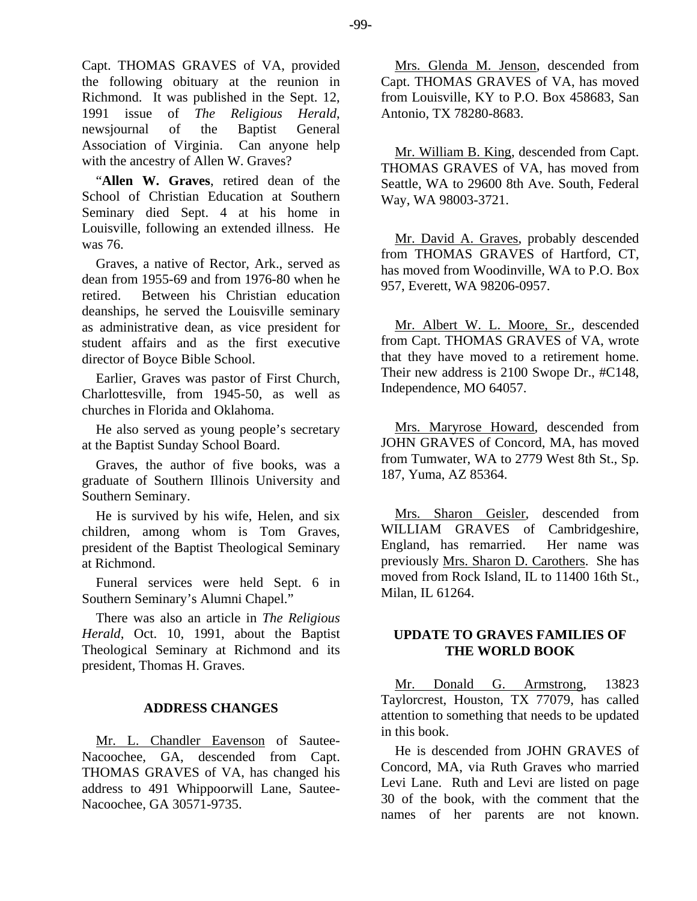Capt. THOMAS GRAVES of VA, provided the following obituary at the reunion in Richmond. It was published in the Sept. 12, 1991 issue of *The Religious Herald*, newsjournal of the Baptist General Association of Virginia. Can anyone help with the ancestry of Allen W. Graves?

"**Allen W. Graves**, retired dean of the School of Christian Education at Southern Seminary died Sept. 4 at his home in Louisville, following an extended illness. He was 76.

Graves, a native of Rector, Ark., served as dean from 1955-69 and from 1976-80 when he retired. Between his Christian education deanships, he served the Louisville seminary as administrative dean, as vice president for student affairs and as the first executive director of Boyce Bible School.

Earlier, Graves was pastor of First Church, Charlottesville, from 1945-50, as well as churches in Florida and Oklahoma.

He also served as young people's secretary at the Baptist Sunday School Board.

Graves, the author of five books, was a graduate of Southern Illinois University and Southern Seminary.

He is survived by his wife, Helen, and six children, among whom is Tom Graves, president of the Baptist Theological Seminary at Richmond.

Funeral services were held Sept. 6 in Southern Seminary's Alumni Chapel."

There was also an article in *The Religious Herald*, Oct. 10, 1991, about the Baptist Theological Seminary at Richmond and its president, Thomas H. Graves.

## ADDRESS CHANGES

Mr. L. Chandler Eavenson of Sautee-Nacoochee, GA, descended from Capt. THOMAS GRAVES of VA, has changed his address to 491 Whippoorwill Lane, Sautee-Nacoochee, GA 30571-9735.

Mrs. Glenda M. Jenson, descended from Capt. THOMAS GRAVES of VA, has moved from Louisville, KY to P.O. Box 458683, San Antonio, TX 78280-8683.

Mr. William B. King, descended from Capt. THOMAS GRAVES of VA, has moved from Seattle, WA to 29600 8th Ave. South, Federal Way, WA 98003-3721.

Mr. David A. Graves, probably descended from THOMAS GRAVES of Hartford, CT, has moved from Woodinville, WA to P.O. Box 957, Everett, WA 98206-0957.

Mr. Albert W. L. Moore, Sr., descended from Capt. THOMAS GRAVES of VA, wrote that they have moved to a retirement home. Their new address is 2100 Swope Dr., #C148, Independence, MO 64057.

Mrs. Maryrose Howard, descended from JOHN GRAVES of Concord, MA, has moved from Tumwater, WA to 2779 West 8th St., Sp. 187, Yuma, AZ 85364.

Mrs. Sharon Geisler, descended from WILLIAM GRAVES of Cambridgeshire, England, has remarried. Her name was previously Mrs. Sharon D. Carothers. She has moved from Rock Island, IL to 11400 16th St., Milan, IL 61264.

## UPDATE TO GRAVES FAMILIES OF THE WORLD BOOK

Mr. Donald G. Armstrong, 13823 Taylorcrest, Houston, TX 77079, has called attention to something that needs to be updated in this book.

He is descended from JOHN GRAVES of Concord, MA, via Ruth Graves who married Levi Lane. Ruth and Levi are listed on page 30 of the book, with the comment that the names of her parents are not known.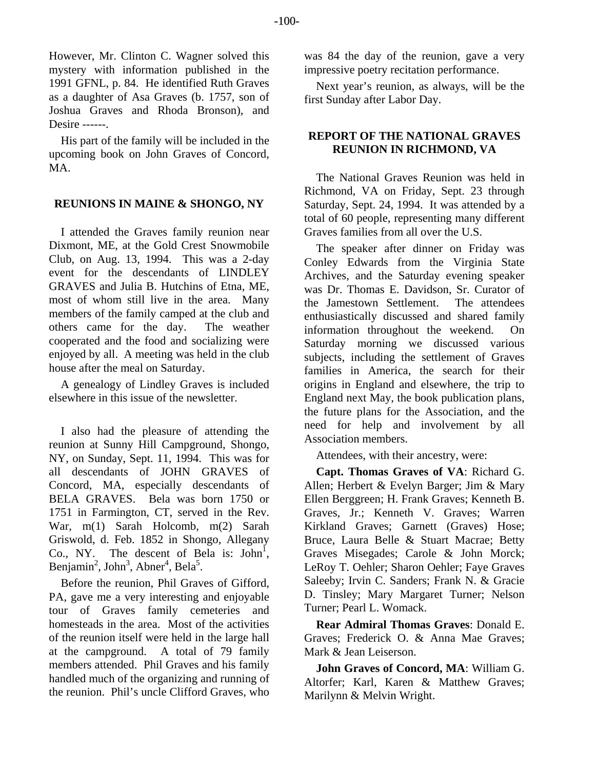However, Mr. Clinton C. Wagner solved this mystery with information published in the 1991 GFNL, p. 84. He identified Ruth Graves as a daughter of Asa Graves (b. 1757, son of Joshua Graves and Rhoda Bronson), and Desire ------.

His part of the family will be included in the upcoming book on John Graves of Concord, MA.

## REUNIONS IN MAINE & SHONGO, NY

I attended the Graves family reunion near Dixmont, ME, at the Gold Crest Snowmobile Club, on Aug. 13, 1994. This was a 2-day event for the descendants of LINDLEY GRAVES and Julia B. Hutchins of Etna, ME, most of whom still live in the area. Many members of the family camped at the club and others came for the day. The weather cooperated and the food and socializing were enjoyed by all. A meeting was held in the club house after the meal on Saturday.

A genealogy of Lindley Graves is included elsewhere in this issue of the newsletter.

I also had the pleasure of attending the reunion at Sunny Hill Campground, Shongo, NY, on Sunday, Sept. 11, 1994. This was for all descendants of JOHN GRAVES of Concord, MA, especially descendants of BELA GRAVES. Bela was born 1750 or 1751 in Farmington, CT, served in the Rev. War, m(1) Sarah Holcomb, m(2) Sarah Griswold, d. Feb. 1852 in Shongo, Allegany Co., NY. The descent of Bela is: John[1], Benjamin[2], John[3], Abner[4], Bela[5].

Before the reunion, Phil Graves of Gifford, PA, gave me a very interesting and enjoyable tour of Graves family cemeteries and homesteads in the area. Most of the activities of the reunion itself were held in the large hall at the campground. A total of 79 family members attended. Phil Graves and his family handled much of the organizing and running of the reunion. Phil's uncle Clifford Graves, who was 84 the day of the reunion, gave a very impressive poetry recitation performance.

Next year's reunion, as always, will be the first Sunday after Labor Day.

## REPORT OF THE NATIONAL GRAVES REUNION IN RICHMOND, VA

The National Graves Reunion was held in Richmond, VA on Friday, Sept. 23 through Saturday, Sept. 24, 1994. It was attended by a total of 60 people, representing many different Graves families from all over the U.S.

The speaker after dinner on Friday was Conley Edwards from the Virginia State Archives, and the Saturday evening speaker was Dr. Thomas E. Davidson, Sr. Curator of the Jamestown Settlement. The attendees enthusiastically discussed and shared family information throughout the weekend. On Saturday morning we discussed various subjects, including the settlement of Graves families in America, the search for their origins in England and elsewhere, the trip to England next May, the book publication plans, the future plans for the Association, and the need for help and involvement by all Association members.

Attendees, with their ancestry, were:

**Capt. Thomas Graves of VA**: Richard G. Allen; Herbert & Evelyn Barger; Jim & Mary Ellen Berggreen; H. Frank Graves; Kenneth B. Graves, Jr.; Kenneth V. Graves; Warren Kirkland Graves; Garnett (Graves) Hose; Bruce, Laura Belle & Stuart Macrae; Betty Graves Misegades; Carole & John Morck; LeRoy T. Oehler; Sharon Oehler; Faye Graves Saleeby; Irvin C. Sanders; Frank N. & Gracie D. Tinsley; Mary Margaret Turner; Nelson Turner; Pearl L. Womack.

**Rear Admiral Thomas Graves**: Donald E. Graves; Frederick O. & Anna Mae Graves; Mark & Jean Leiserson.

**John Graves of Concord, MA**: William G. Altorfer; Karl, Karen & Matthew Graves; Marilynn & Melvin Wright.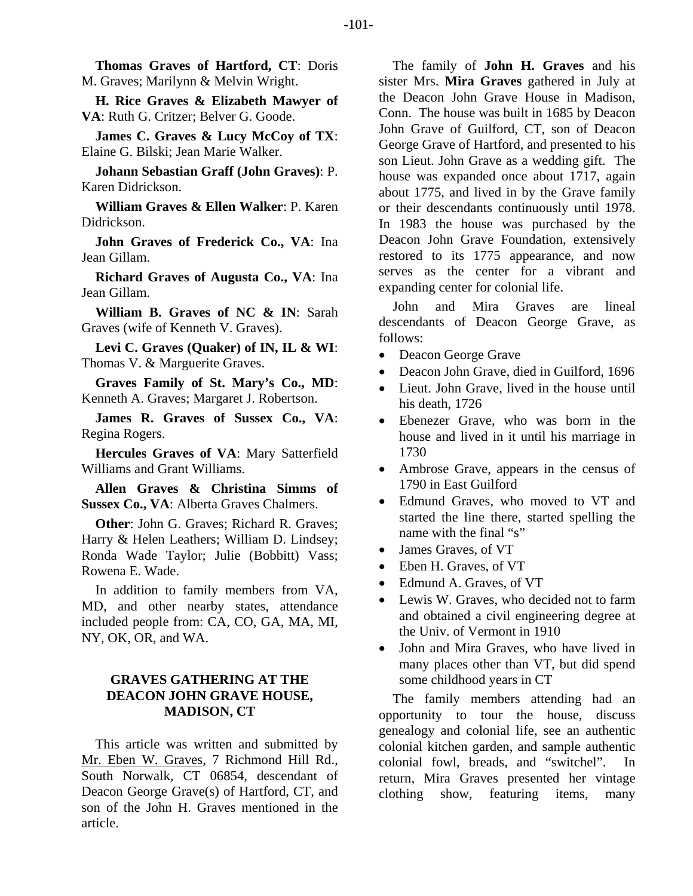**Thomas Graves of Hartford, CT**: Doris M. Graves; Marilynn & Melvin Wright.

**H. Rice Graves & Elizabeth Mawyer of VA**: Ruth G. Critzer; Belver G. Goode.

**James C. Graves & Lucy McCoy of TX**: Elaine G. Bilski; Jean Marie Walker.

**Johann Sebastian Graff (John Graves)**: P. Karen Didrickson.

**William Graves & Ellen Walker**: P. Karen Didrickson.

**John Graves of Frederick Co., VA**: Ina Jean Gillam.

**Richard Graves of Augusta Co., VA**: Ina Jean Gillam.

**William B. Graves of NC & IN**: Sarah Graves (wife of Kenneth V. Graves).

**Levi C. Graves (Quaker) of IN, IL & WI**: Thomas V. & Marguerite Graves.

**Graves Family of St. Mary's Co., MD**: Kenneth A. Graves; Margaret J. Robertson.

**James R. Graves of Sussex Co., VA**: Regina Rogers.

**Hercules Graves of VA**: Mary Satterfield Williams and Grant Williams.

**Allen Graves & Christina Simms of Sussex Co., VA**: Alberta Graves Chalmers.

**Other**: John G. Graves; Richard R. Graves; Harry & Helen Leathers; William D. Lindsey; Ronda Wade Taylor; Julie (Bobbitt) Vass; Rowena E. Wade.

In addition to family members from VA, MD, and other nearby states, attendance included people from: CA, CO, GA, MA, MI, NY, OK, OR, and WA.

## GRAVES GATHERING AT THE DEACON JOHN GRAVE HOUSE, MADISON, CT

This article was written and submitted by Mr. Eben W. Graves, 7 Richmond Hill Rd., South Norwalk, CT 06854, descendant of Deacon George Grave(s) of Hartford, CT, and son of the John H. Graves mentioned in the article.

The family of **John H. Graves** and his sister Mrs. **Mira Graves** gathered in July at the Deacon John Grave House in Madison, Conn. The house was built in 1685 by Deacon John Grave of Guilford, CT, son of Deacon George Grave of Hartford, and presented to his son Lieut. John Grave as a wedding gift. The house was expanded once about 1717, again about 1775, and lived in by the Grave family or their descendants continuously until 1978. In 1983 the house was purchased by the Deacon John Grave Foundation, extensively restored to its 1775 appearance, and now serves as the center for a vibrant and expanding center for colonial life.

John and Mira Graves are lineal descendants of Deacon George Grave, as follows:

- Deacon George Grave
- Deacon John Grave, died in Guilford, 1696
- Lieut. John Grave, lived in the house until his death, 1726
- Ebenezer Grave, who was born in the house and lived in it until his marriage in 1730
- Ambrose Grave, appears in the census of 1790 in East Guilford
- Edmund Graves, who moved to VT and started the line there, started spelling the name with the final "s"
- James Graves, of VT
- Eben H. Graves, of VT
- Edmund A. Graves, of VT
- Lewis W. Graves, who decided not to farm and obtained a civil engineering degree at the Univ. of Vermont in 1910
- John and Mira Graves, who have lived in many places other than VT, but did spend some childhood years in CT

The family members attending had an opportunity to tour the house, discuss genealogy and colonial life, see an authentic colonial kitchen garden, and sample authentic colonial fowl, breads, and "switchel". In return, Mira Graves presented her vintage clothing show, featuring items, many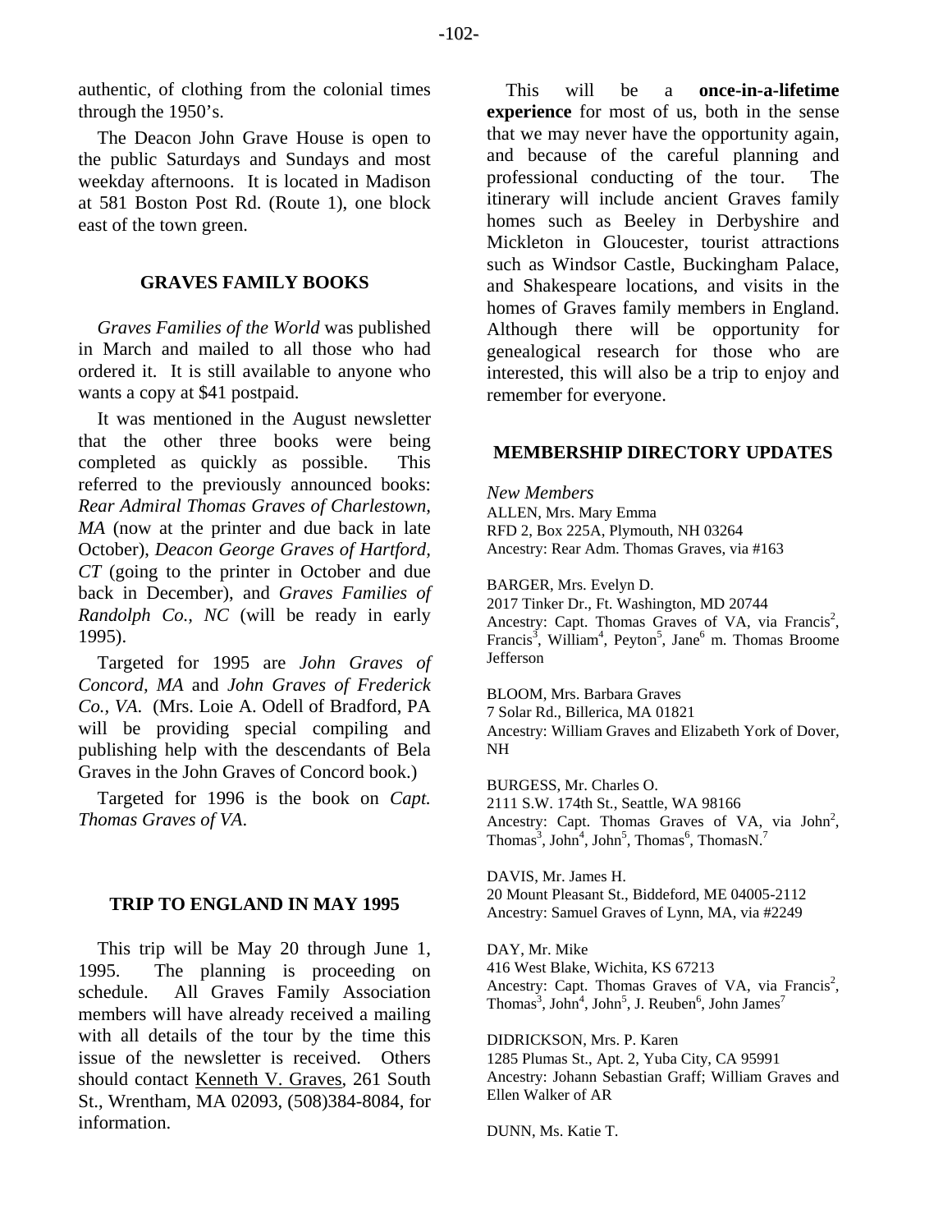authentic, of clothing from the colonial times through the 1950's.

The Deacon John Grave House is open to the public Saturdays and Sundays and most weekday afternoons. It is located in Madison at 581 Boston Post Rd. (Route 1), one block east of the town green.

## GRAVES FAMILY BOOKS

*Graves Families of the World* was published in March and mailed to all those who had ordered it. It is still available to anyone who wants a copy at $41 postpaid.

It was mentioned in the August newsletter that the other three books were being completed as quickly as possible. This referred to the previously announced books: *Rear Admiral Thomas Graves of Charlestown, MA* (now at the printer and due back in late October), *Deacon George Graves of Hartford, CT* (going to the printer in October and due back in December), and *Graves Families of Randolph Co., NC* (will be ready in early 1995).

Targeted for 1995 are *John Graves of Concord, MA* and *John Graves of Frederick Co., VA.* (Mrs. Loie A. Odell of Bradford, PA will be providing special compiling and publishing help with the descendants of Bela Graves in the John Graves of Concord book.)

Targeted for 1996 is the book on *Capt. Thomas Graves of VA.*

## TRIP TO ENGLAND IN MAY 1995

This trip will be May 20 through June 1, 1995. The planning is proceeding on schedule. All Graves Family Association members will have already received a mailing with all details of the tour by the time this issue of the newsletter is received. Others should contact Kenneth V. Graves, 261 South St., Wrentham, MA 02093, (508)384-8084, for information.

This will be a **once-in-a-lifetime experience** for most of us, both in the sense that we may never have the opportunity again, and because of the careful planning and professional conducting of the tour. The itinerary will include ancient Graves family homes such as Beeley in Derbyshire and Mickleton in Gloucester, tourist attractions such as Windsor Castle, Buckingham Palace, and Shakespeare locations, and visits in the homes of Graves family members in England. Although there will be opportunity for genealogical research for those who are interested, this will also be a trip to enjoy and remember for everyone.

## MEMBERSHIP DIRECTORY UPDATES

*New Members*

ALLEN, Mrs. Mary Emma
RFD 2, Box 225A, Plymouth, NH 03264
Ancestry: Rear Adm. Thomas Graves, via #163

BARGER, Mrs. Evelyn D.
2017 Tinker Dr., Ft. Washington, MD 20744
Ancestry: Capt. Thomas Graves of VA, via Francis$^2$, Francis$^3$, William$^4$, Peyton$^5$, Jane$^6$ m. Thomas Broome Jefferson

BLOOM, Mrs. Barbara Graves
7 Solar Rd., Billerica, MA 01821
Ancestry: William Graves and Elizabeth York of Dover, NH

BURGESS, Mr. Charles O.
2111 S.W. 174th St., Seattle, WA 98166
Ancestry: Capt. Thomas Graves of VA, via John$^2$, Thomas$^3$, John$^4$, John$^5$, Thomas$^6$, ThomasN.$^7$

DAVIS, Mr. James H.
20 Mount Pleasant St., Biddeford, ME 04005-2112
Ancestry: Samuel Graves of Lynn, MA, via #2249

DAY, Mr. Mike
416 West Blake, Wichita, KS 67213
Ancestry: Capt. Thomas Graves of VA, via Francis$^2$, Thomas$^3$, John$^4$, John$^5$, J. Reuben$^6$, John James$^7$

DIDRICKSON, Mrs. P. Karen
1285 Plumas St., Apt. 2, Yuba City, CA 95991
Ancestry: Johann Sebastian Graff; William Graves and Ellen Walker of AR

DUNN, Ms. Katie T.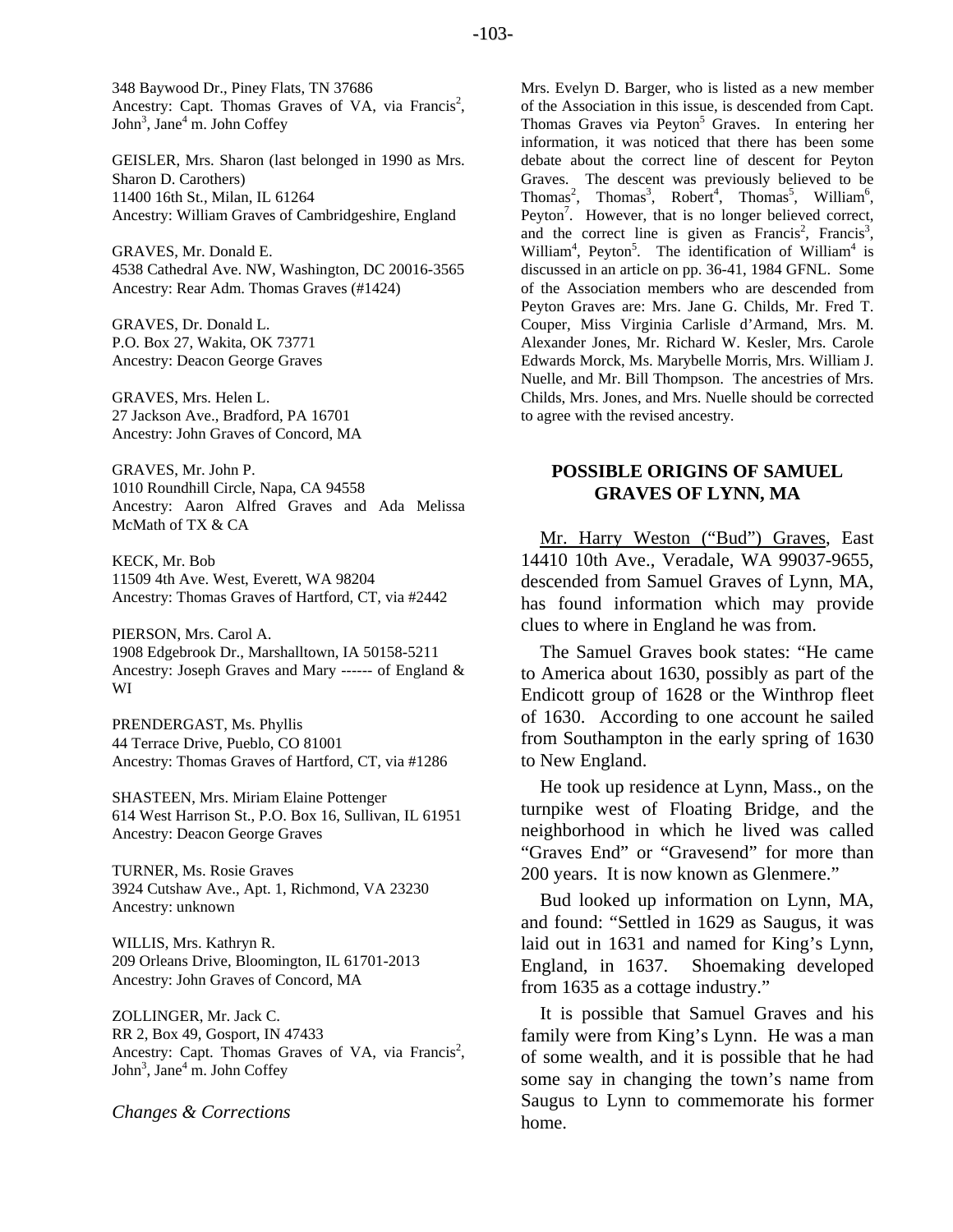348 Baywood Dr., Piney Flats, TN 37686
Ancestry: Capt. Thomas Graves of VA, via Francis[2], John[3], Jane[4] m. John Coffey

GEISLER, Mrs. Sharon (last belonged in 1990 as Mrs. Sharon D. Carothers)
11400 16th St., Milan, IL 61264
Ancestry: William Graves of Cambridgeshire, England

GRAVES, Mr. Donald E.
4538 Cathedral Ave. NW, Washington, DC 20016-3565
Ancestry: Rear Adm. Thomas Graves (#1424)

GRAVES, Dr. Donald L.
P.O. Box 27, Wakita, OK 73771
Ancestry: Deacon George Graves

GRAVES, Mrs. Helen L.
27 Jackson Ave., Bradford, PA 16701
Ancestry: John Graves of Concord, MA

GRAVES, Mr. John P.
1010 Roundhill Circle, Napa, CA 94558
Ancestry: Aaron Alfred Graves and Ada Melissa McMath of TX & CA

KECK, Mr. Bob
11509 4th Ave. West, Everett, WA 98204
Ancestry: Thomas Graves of Hartford, CT, via #2442

PIERSON, Mrs. Carol A.
1908 Edgebrook Dr., Marshalltown, IA 50158-5211
Ancestry: Joseph Graves and Mary ------ of England & WI

PRENDERGAST, Ms. Phyllis
44 Terrace Drive, Pueblo, CO 81001
Ancestry: Thomas Graves of Hartford, CT, via #1286

SHASTEEN, Mrs. Miriam Elaine Pottenger
614 West Harrison St., P.O. Box 16, Sullivan, IL 61951
Ancestry: Deacon George Graves

TURNER, Ms. Rosie Graves
3924 Cutshaw Ave., Apt. 1, Richmond, VA 23230
Ancestry: unknown

WILLIS, Mrs. Kathryn R.
209 Orleans Drive, Bloomington, IL 61701-2013
Ancestry: John Graves of Concord, MA

ZOLLINGER, Mr. Jack C.
RR 2, Box 49, Gosport, IN 47433
Ancestry: Capt. Thomas Graves of VA, via Francis[2], John[3], Jane[4] m. John Coffey

*Changes & Corrections*

Mrs. Evelyn D. Barger, who is listed as a new member of the Association in this issue, is descended from Capt. Thomas Graves via Peyton[5] Graves. In entering her information, it was noticed that there has been some debate about the correct line of descent for Peyton Graves. The descent was previously believed to be Thomas[2], Thomas[3], Robert[4], Thomas[5], William[6], Peyton[7]. However, that is no longer believed correct, and the correct line is given as Francis[2], Francis[3], William[4], Peyton[5]. The identification of William[4] is discussed in an article on pp. 36-41, 1984 GFNL. Some of the Association members who are descended from Peyton Graves are: Mrs. Jane G. Childs, Mr. Fred T. Couper, Miss Virginia Carlisle d'Armand, Mrs. M. Alexander Jones, Mr. Richard W. Kesler, Mrs. Carole Edwards Morck, Ms. Marybelle Morris, Mrs. William J. Nuelle, and Mr. Bill Thompson. The ancestries of Mrs. Childs, Mrs. Jones, and Mrs. Nuelle should be corrected to agree with the revised ancestry.

## POSSIBLE ORIGINS OF SAMUEL GRAVES OF LYNN, MA

Mr. Harry Weston ("Bud") Graves, East 14410 10th Ave., Veradale, WA 99037-9655, descended from Samuel Graves of Lynn, MA, has found information which may provide clues to where in England he was from.

The Samuel Graves book states: "He came to America about 1630, possibly as part of the Endicott group of 1628 or the Winthrop fleet of 1630. According to one account he sailed from Southampton in the early spring of 1630 to New England.

He took up residence at Lynn, Mass., on the turnpike west of Floating Bridge, and the neighborhood in which he lived was called "Graves End" or "Gravesend" for more than 200 years. It is now known as Glenmere."

Bud looked up information on Lynn, MA, and found: "Settled in 1629 as Saugus, it was laid out in 1631 and named for King's Lynn, England, in 1637. Shoemaking developed from 1635 as a cottage industry."

It is possible that Samuel Graves and his family were from King's Lynn. He was a man of some wealth, and it is possible that he had some say in changing the town's name from Saugus to Lynn to commemorate his former home.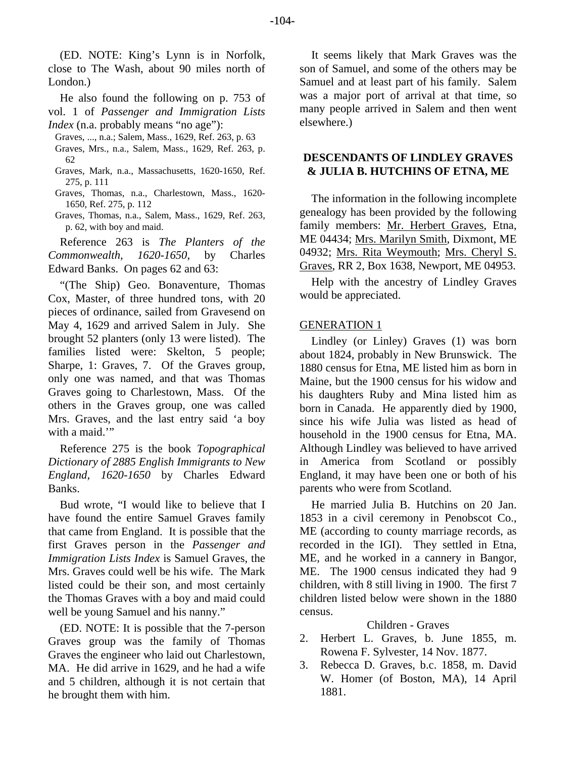(ED. NOTE: King's Lynn is in Norfolk, close to The Wash, about 90 miles north of London.)

He also found the following on p. 753 of vol. 1 of *Passenger and Immigration Lists Index* (n.a. probably means "no age"):

- Graves, ..., n.a.; Salem, Mass., 1629, Ref. 263, p. 63
- Graves, Mrs., n.a., Salem, Mass., 1629, Ref. 263, p. 62
- Graves, Mark, n.a., Massachusetts, 1620-1650, Ref. 275, p. 111
- Graves, Thomas, n.a., Charlestown, Mass., 1620-1650, Ref. 275, p. 112
- Graves, Thomas, n.a., Salem, Mass., 1629, Ref. 263, p. 62, with boy and maid.

Reference 263 is *The Planters of the Commonwealth, 1620-1650*, by Charles Edward Banks. On pages 62 and 63:

"(The Ship) Geo. Bonaventure, Thomas Cox, Master, of three hundred tons, with 20 pieces of ordinance, sailed from Gravesend on May 4, 1629 and arrived Salem in July. She brought 52 planters (only 13 were listed). The families listed were: Skelton, 5 people; Sharpe, 1: Graves, 7. Of the Graves group, only one was named, and that was Thomas Graves going to Charlestown, Mass. Of the others in the Graves group, one was called Mrs. Graves, and the last entry said 'a boy with a maid.'"

Reference 275 is the book *Topographical Dictionary of 2885 English Immigrants to New England, 1620-1650* by Charles Edward Banks.

Bud wrote, "I would like to believe that I have found the entire Samuel Graves family that came from England. It is possible that the first Graves person in the *Passenger and Immigration Lists Index* is Samuel Graves, the Mrs. Graves could well be his wife. The Mark listed could be their son, and most certainly the Thomas Graves with a boy and maid could well be young Samuel and his nanny."

(ED. NOTE: It is possible that the 7-person Graves group was the family of Thomas Graves the engineer who laid out Charlestown, MA. He did arrive in 1629, and he had a wife and 5 children, although it is not certain that he brought them with him.

It seems likely that Mark Graves was the son of Samuel, and some of the others may be Samuel and at least part of his family. Salem was a major port of arrival at that time, so many people arrived in Salem and then went elsewhere.)

## DESCENDANTS OF LINDLEY GRAVES & JULIA B. HUTCHINS OF ETNA, ME

The information in the following incomplete genealogy has been provided by the following family members: Mr. Herbert Graves, Etna, ME 04434; Mrs. Marilyn Smith, Dixmont, ME 04932; Mrs. Rita Weymouth; Mrs. Cheryl S. Graves, RR 2, Box 1638, Newport, ME 04953.

Help with the ancestry of Lindley Graves would be appreciated.

### GENERATION 1

Lindley (or Linley) Graves (1) was born about 1824, probably in New Brunswick. The 1880 census for Etna, ME listed him as born in Maine, but the 1900 census for his widow and his daughters Ruby and Mina listed him as born in Canada. He apparently died by 1900, since his wife Julia was listed as head of household in the 1900 census for Etna, MA. Although Lindley was believed to have arrived in America from Scotland or possibly England, it may have been one or both of his parents who were from Scotland.

He married Julia B. Hutchins on 20 Jan. 1853 in a civil ceremony in Penobscot Co., ME (according to county marriage records, as recorded in the IGI). They settled in Etna, ME, and he worked in a cannery in Bangor, ME. The 1900 census indicated they had 9 children, with 8 still living in 1900. The first 7 children listed below were shown in the 1880 census.

Children - Graves

2. Herbert L. Graves, b. June 1855, m. Rowena F. Sylvester, 14 Nov. 1877.
3. Rebecca D. Graves, b.c. 1858, m. David W. Homer (of Boston, MA), 14 April 1881.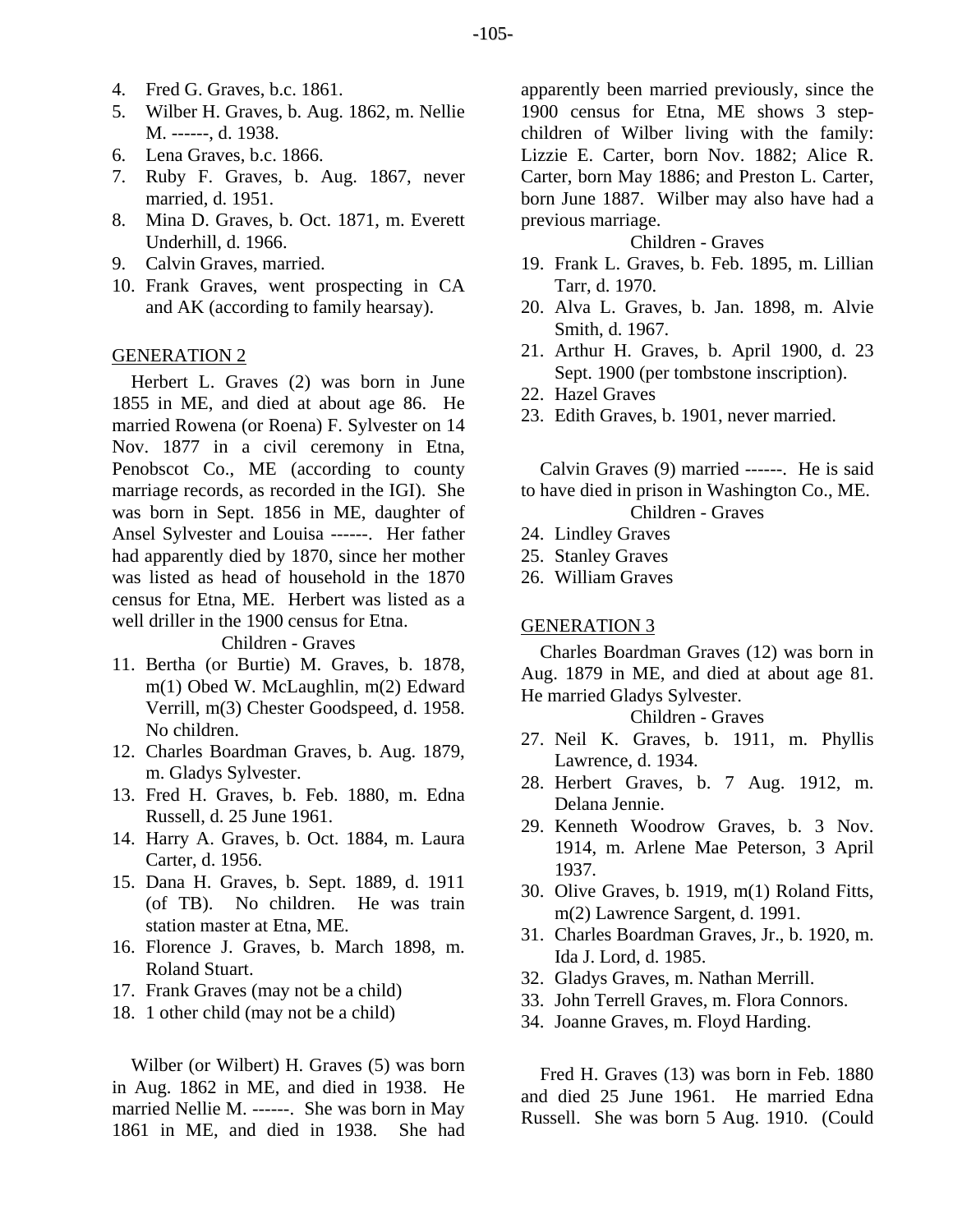4. Fred G. Graves, b.c. 1861.
5. Wilber H. Graves, b. Aug. 1862, m. Nellie M. ------, d. 1938.
6. Lena Graves, b.c. 1866.
7. Ruby F. Graves, b. Aug. 1867, never married, d. 1951.
8. Mina D. Graves, b. Oct. 1871, m. Everett Underhill, d. 1966.
9. Calvin Graves, married.
10. Frank Graves, went prospecting in CA and AK (according to family hearsay).

## GENERATION 2

Herbert L. Graves (2) was born in June 1855 in ME, and died at about age 86. He married Rowena (or Roena) F. Sylvester on 14 Nov. 1877 in a civil ceremony in Etna, Penobscot Co., ME (according to county marriage records, as recorded in the IGI). She was born in Sept. 1856 in ME, daughter of Ansel Sylvester and Louisa ------. Her father had apparently died by 1870, since her mother was listed as head of household in the 1870 census for Etna, ME. Herbert was listed as a well driller in the 1900 census for Etna.

Children - Graves

11. Bertha (or Burtie) M. Graves, b. 1878, m(1) Obed W. McLaughlin, m(2) Edward Verrill, m(3) Chester Goodspeed, d. 1958. No children.
12. Charles Boardman Graves, b. Aug. 1879, m. Gladys Sylvester.
13. Fred H. Graves, b. Feb. 1880, m. Edna Russell, d. 25 June 1961.
14. Harry A. Graves, b. Oct. 1884, m. Laura Carter, d. 1956.
15. Dana H. Graves, b. Sept. 1889, d. 1911 (of TB). No children. He was train station master at Etna, ME.
16. Florence J. Graves, b. March 1898, m. Roland Stuart.
17. Frank Graves (may not be a child)
18. 1 other child (may not be a child)

Wilber (or Wilbert) H. Graves (5) was born in Aug. 1862 in ME, and died in 1938. He married Nellie M. ------. She was born in May 1861 in ME, and died in 1938. She had apparently been married previously, since the 1900 census for Etna, ME shows 3 step-children of Wilber living with the family: Lizzie E. Carter, born Nov. 1882; Alice R. Carter, born May 1886; and Preston L. Carter, born June 1887. Wilber may also have had a previous marriage.

Children - Graves

19. Frank L. Graves, b. Feb. 1895, m. Lillian Tarr, d. 1970.
20. Alva L. Graves, b. Jan. 1898, m. Alvie Smith, d. 1967.
21. Arthur H. Graves, b. April 1900, d. 23 Sept. 1900 (per tombstone inscription).
22. Hazel Graves
23. Edith Graves, b. 1901, never married.

Calvin Graves (9) married ------. He is said to have died in prison in Washington Co., ME.

Children - Graves

24. Lindley Graves
25. Stanley Graves
26. William Graves

## GENERATION 3

Charles Boardman Graves (12) was born in Aug. 1879 in ME, and died at about age 81. He married Gladys Sylvester.

Children - Graves

27. Neil K. Graves, b. 1911, m. Phyllis Lawrence, d. 1934.
28. Herbert Graves, b. 7 Aug. 1912, m. Delana Jennie.
29. Kenneth Woodrow Graves, b. 3 Nov. 1914, m. Arlene Mae Peterson, 3 April 1937.
30. Olive Graves, b. 1919, m(1) Roland Fitts, m(2) Lawrence Sargent, d. 1991.
31. Charles Boardman Graves, Jr., b. 1920, m. Ida J. Lord, d. 1985.
32. Gladys Graves, m. Nathan Merrill.
33. John Terrell Graves, m. Flora Connors.
34. Joanne Graves, m. Floyd Harding.

Fred H. Graves (13) was born in Feb. 1880 and died 25 June 1961. He married Edna Russell. She was born 5 Aug. 1910. (Could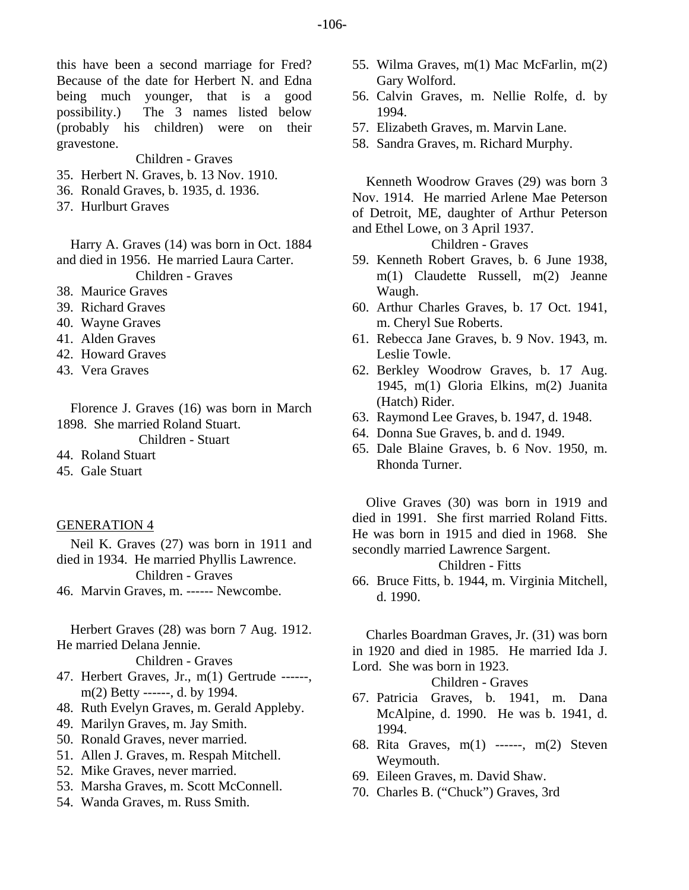this have been a second marriage for Fred? Because of the date for Herbert N. and Edna being much younger, that is a good possibility.) The 3 names listed below (probably his children) were on their gravestone.

Children - Graves

35. Herbert N. Graves, b. 13 Nov. 1910.
36. Ronald Graves, b. 1935, d. 1936.
37. Hurlburt Graves

Harry A. Graves (14) was born in Oct. 1884 and died in 1956. He married Laura Carter.

Children - Graves

38. Maurice Graves
39. Richard Graves
40. Wayne Graves
41. Alden Graves
42. Howard Graves
43. Vera Graves

Florence J. Graves (16) was born in March 1898. She married Roland Stuart.

Children - Stuart

44. Roland Stuart
45. Gale Stuart

## GENERATION 4

Neil K. Graves (27) was born in 1911 and died in 1934. He married Phyllis Lawrence.

Children - Graves

46. Marvin Graves, m. ------ Newcombe.

Herbert Graves (28) was born 7 Aug. 1912. He married Delana Jennie.

Children - Graves

47. Herbert Graves, Jr., m(1) Gertrude ------, m(2) Betty ------, d. by 1994.
48. Ruth Evelyn Graves, m. Gerald Appleby.
49. Marilyn Graves, m. Jay Smith.
50. Ronald Graves, never married.
51. Allen J. Graves, m. Respah Mitchell.
52. Mike Graves, never married.
53. Marsha Graves, m. Scott McConnell.
54. Wanda Graves, m. Russ Smith.
55. Wilma Graves, m(1) Mac McFarlin, m(2) Gary Wolford.
56. Calvin Graves, m. Nellie Rolfe, d. by 1994.
57. Elizabeth Graves, m. Marvin Lane.
58. Sandra Graves, m. Richard Murphy.

Kenneth Woodrow Graves (29) was born 3 Nov. 1914. He married Arlene Mae Peterson of Detroit, ME, daughter of Arthur Peterson and Ethel Lowe, on 3 April 1937.

Children - Graves

59. Kenneth Robert Graves, b. 6 June 1938, m(1) Claudette Russell, m(2) Jeanne Waugh.
60. Arthur Charles Graves, b. 17 Oct. 1941, m. Cheryl Sue Roberts.
61. Rebecca Jane Graves, b. 9 Nov. 1943, m. Leslie Towle.
62. Berkley Woodrow Graves, b. 17 Aug. 1945, m(1) Gloria Elkins, m(2) Juanita (Hatch) Rider.
63. Raymond Lee Graves, b. 1947, d. 1948.
64. Donna Sue Graves, b. and d. 1949.
65. Dale Blaine Graves, b. 6 Nov. 1950, m. Rhonda Turner.

Olive Graves (30) was born in 1919 and died in 1991. She first married Roland Fitts. He was born in 1915 and died in 1968. She secondly married Lawrence Sargent.

Children - Fitts

66. Bruce Fitts, b. 1944, m. Virginia Mitchell, d. 1990.

Charles Boardman Graves, Jr. (31) was born in 1920 and died in 1985. He married Ida J. Lord. She was born in 1923.

Children - Graves

67. Patricia Graves, b. 1941, m. Dana McAlpine, d. 1990. He was b. 1941, d. 1994.
68. Rita Graves, m(1) ------, m(2) Steven Weymouth.
69. Eileen Graves, m. David Shaw.
70. Charles B. ("Chuck") Graves, 3rd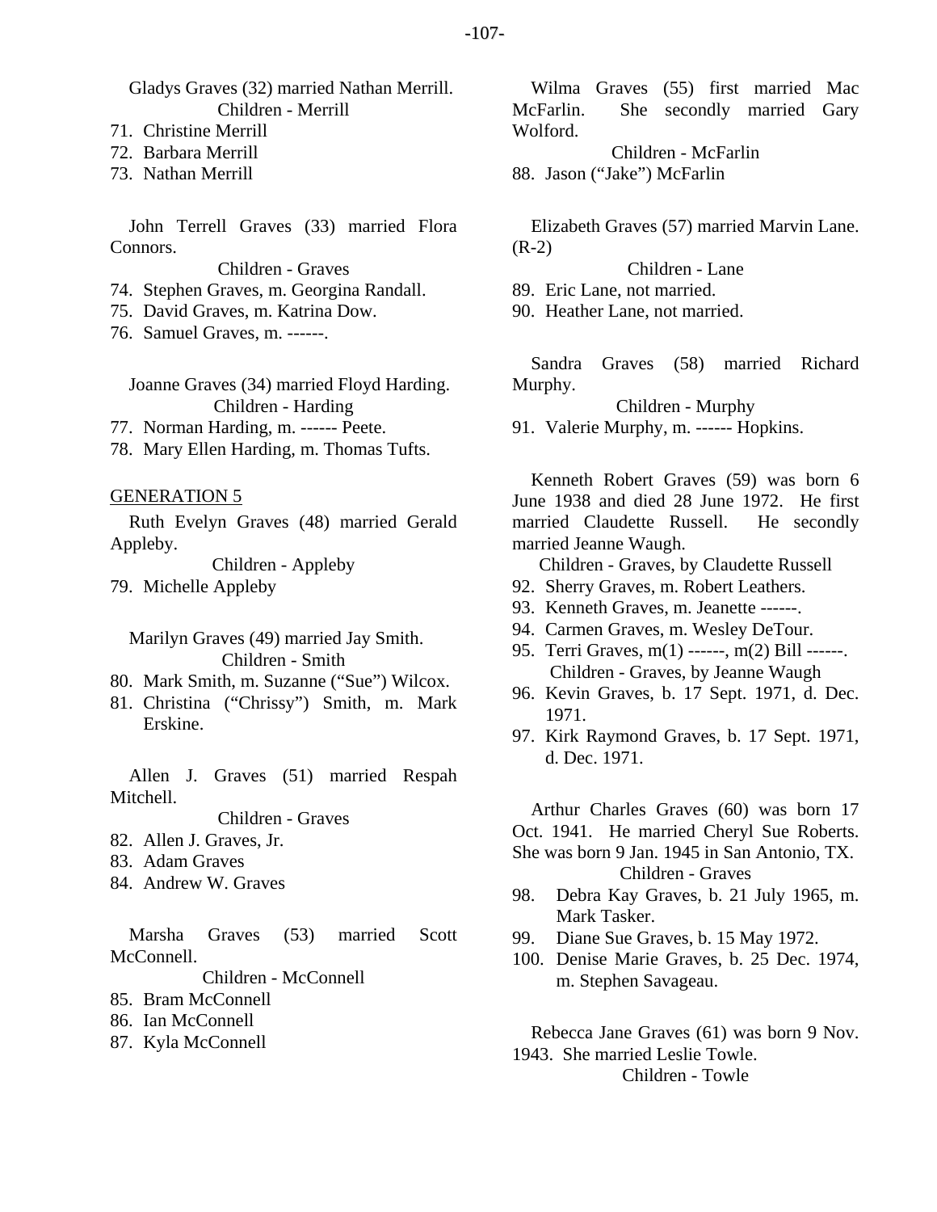Gladys Graves (32) married Nathan Merrill.

Children - Merrill

71. Christine Merrill
72. Barbara Merrill
73. Nathan Merrill

John Terrell Graves (33) married Flora Connors.

Children - Graves

74. Stephen Graves, m. Georgina Randall.
75. David Graves, m. Katrina Dow.
76. Samuel Graves, m. ------.

Joanne Graves (34) married Floyd Harding.

Children - Harding

77. Norman Harding, m. ------ Peete.
78. Mary Ellen Harding, m. Thomas Tufts.

## GENERATION 5

Ruth Evelyn Graves (48) married Gerald Appleby.

Children - Appleby

79. Michelle Appleby

Marilyn Graves (49) married Jay Smith.

Children - Smith

80. Mark Smith, m. Suzanne ("Sue") Wilcox.
81. Christina ("Chrissy") Smith, m. Mark Erskine.

Allen J. Graves (51) married Respah Mitchell.

Children - Graves

82. Allen J. Graves, Jr.
83. Adam Graves
84. Andrew W. Graves

Marsha Graves (53) married Scott McConnell.

Children - McConnell

85. Bram McConnell
86. Ian McConnell
87. Kyla McConnell

Wilma Graves (55) first married Mac McFarlin. She secondly married Gary Wolford.

Children - McFarlin

88. Jason ("Jake") McFarlin

Elizabeth Graves (57) married Marvin Lane. (R-2)

Children - Lane

89. Eric Lane, not married.
90. Heather Lane, not married.

Sandra Graves (58) married Richard Murphy.

Children - Murphy

91. Valerie Murphy, m. ------ Hopkins.

Kenneth Robert Graves (59) was born 6 June 1938 and died 28 June 1972. He first married Claudette Russell. He secondly married Jeanne Waugh.

Children - Graves, by Claudette Russell

92. Sherry Graves, m. Robert Leathers.
93. Kenneth Graves, m. Jeanette ------.
94. Carmen Graves, m. Wesley DeTour.
95. Terri Graves, m(1) ------, m(2) Bill ------.

Children - Graves, by Jeanne Waugh

96. Kevin Graves, b. 17 Sept. 1971, d. Dec. 1971.
97. Kirk Raymond Graves, b. 17 Sept. 1971, d. Dec. 1971.

Arthur Charles Graves (60) was born 17 Oct. 1941. He married Cheryl Sue Roberts. She was born 9 Jan. 1945 in San Antonio, TX.

Children - Graves

98. Debra Kay Graves, b. 21 July 1965, m. Mark Tasker.
99. Diane Sue Graves, b. 15 May 1972.
100. Denise Marie Graves, b. 25 Dec. 1974, m. Stephen Savageau.

Rebecca Jane Graves (61) was born 9 Nov. 1943. She married Leslie Towle.

Children - Towle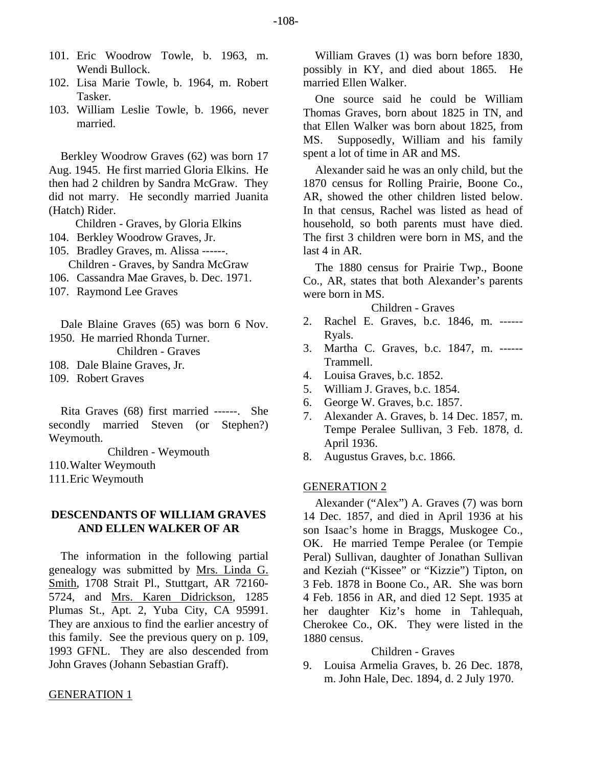101. Eric Woodrow Towle, b. 1963, m. Wendi Bullock.
102. Lisa Marie Towle, b. 1964, m. Robert Tasker.
103. William Leslie Towle, b. 1966, never married.

Berkley Woodrow Graves (62) was born 17 Aug. 1945. He first married Gloria Elkins. He then had 2 children by Sandra McGraw. They did not marry. He secondly married Juanita (Hatch) Rider.

Children - Graves, by Gloria Elkins

104. Berkley Woodrow Graves, Jr.
105. Bradley Graves, m. Alissa ------.

Children - Graves, by Sandra McGraw

106. Cassandra Mae Graves, b. Dec. 1971.
107. Raymond Lee Graves

Dale Blaine Graves (65) was born 6 Nov. 1950. He married Rhonda Turner.

Children - Graves

108. Dale Blaine Graves, Jr.
109. Robert Graves

Rita Graves (68) first married ------. She secondly married Steven (or Stephen?) Weymouth.

Children - Weymouth

110. Walter Weymouth
111. Eric Weymouth

## DESCENDANTS OF WILLIAM GRAVES AND ELLEN WALKER OF AR

The information in the following partial genealogy was submitted by Mrs. Linda G. Smith, 1708 Strait Pl., Stuttgart, AR 72160-5724, and Mrs. Karen Didrickson, 1285 Plumas St., Apt. 2, Yuba City, CA 95991. They are anxious to find the earlier ancestry of this family. See the previous query on p. 109, 1993 GFNL. They are also descended from John Graves (Johann Sebastian Graff).

GENERATION 1

William Graves (1) was born before 1830, possibly in KY, and died about 1865. He married Ellen Walker.

One source said he could be William Thomas Graves, born about 1825 in TN, and that Ellen Walker was born about 1825, from MS. Supposedly, William and his family spent a lot of time in AR and MS.

Alexander said he was an only child, but the 1870 census for Rolling Prairie, Boone Co., AR, showed the other children listed below. In that census, Rachel was listed as head of household, so both parents must have died. The first 3 children were born in MS, and the last 4 in AR.

The 1880 census for Prairie Twp., Boone Co., AR, states that both Alexander's parents were born in MS.

Children - Graves

2. Rachel E. Graves, b.c. 1846, m. ------ Ryals.
3. Martha C. Graves, b.c. 1847, m. ------ Trammell.
4. Louisa Graves, b.c. 1852.
5. William J. Graves, b.c. 1854.
6. George W. Graves, b.c. 1857.
7. Alexander A. Graves, b. 14 Dec. 1857, m. Tempe Peralee Sullivan, 3 Feb. 1878, d. April 1936.
8. Augustus Graves, b.c. 1866.

GENERATION 2

Alexander ("Alex") A. Graves (7) was born 14 Dec. 1857, and died in April 1936 at his son Isaac's home in Braggs, Muskogee Co., OK. He married Tempe Peralee (or Tempie Peral) Sullivan, daughter of Jonathan Sullivan and Keziah ("Kissee" or "Kizzie") Tipton, on 3 Feb. 1878 in Boone Co., AR. She was born 4 Feb. 1856 in AR, and died 12 Sept. 1935 at her daughter Kiz's home in Tahlequah, Cherokee Co., OK. They were listed in the 1880 census.

Children - Graves

9. Louisa Armelia Graves, b. 26 Dec. 1878, m. John Hale, Dec. 1894, d. 2 July 1970.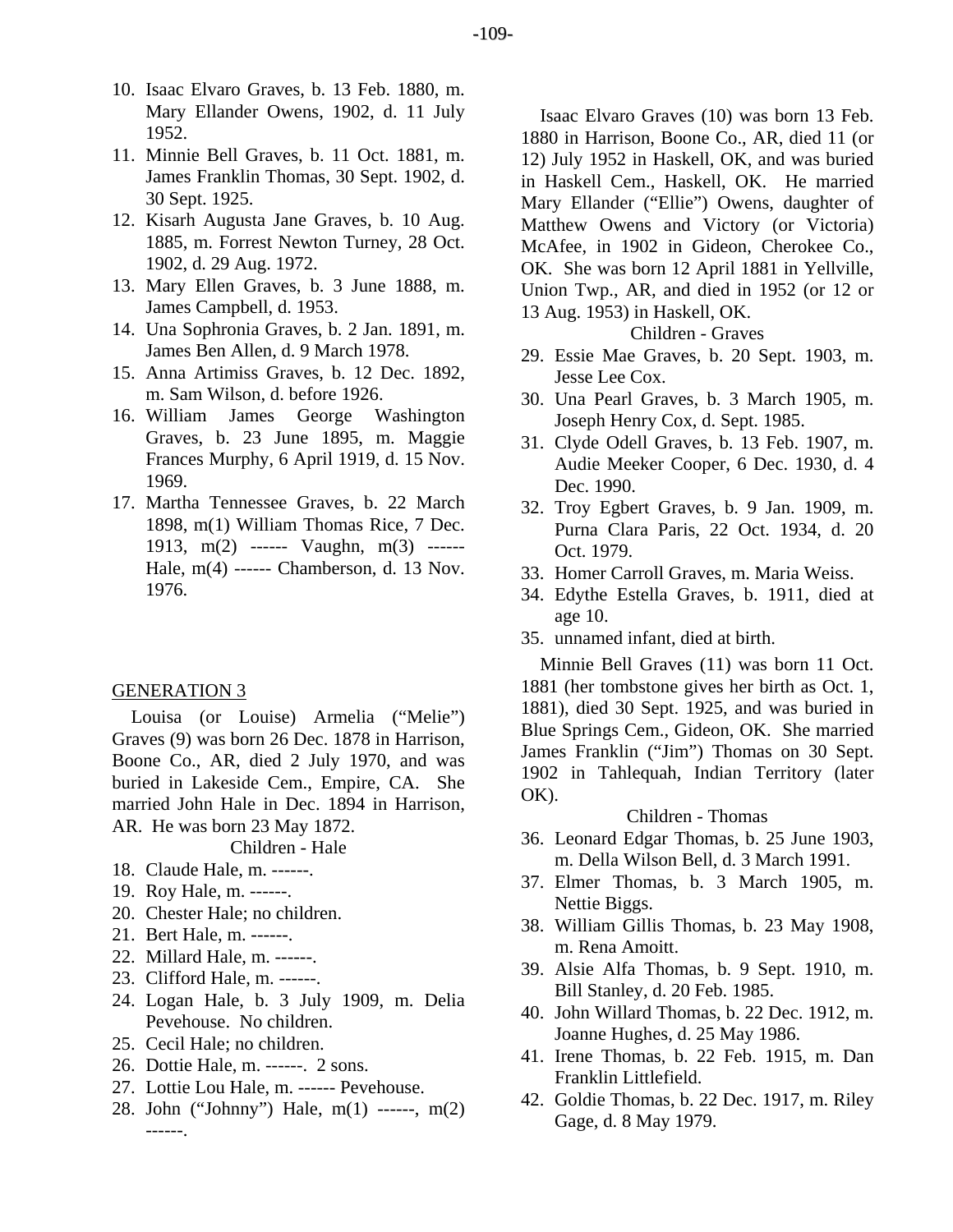10. Isaac Elvaro Graves, b. 13 Feb. 1880, m. Mary Ellander Owens, 1902, d. 11 July 1952.
11. Minnie Bell Graves, b. 11 Oct. 1881, m. James Franklin Thomas, 30 Sept. 1902, d. 30 Sept. 1925.
12. Kisarh Augusta Jane Graves, b. 10 Aug. 1885, m. Forrest Newton Turney, 28 Oct. 1902, d. 29 Aug. 1972.
13. Mary Ellen Graves, b. 3 June 1888, m. James Campbell, d. 1953.
14. Una Sophronia Graves, b. 2 Jan. 1891, m. James Ben Allen, d. 9 March 1978.
15. Anna Artimiss Graves, b. 12 Dec. 1892, m. Sam Wilson, d. before 1926.
16. William James George Washington Graves, b. 23 June 1895, m. Maggie Frances Murphy, 6 April 1919, d. 15 Nov. 1969.
17. Martha Tennessee Graves, b. 22 March 1898, m(1) William Thomas Rice, 7 Dec. 1913, m(2) ------ Vaughn, m(3) ------ Hale, m(4) ------ Chamberson, d. 13 Nov. 1976.

## GENERATION 3

Louisa (or Louise) Armelia ("Melie") Graves (9) was born 26 Dec. 1878 in Harrison, Boone Co., AR, died 2 July 1970, and was buried in Lakeside Cem., Empire, CA. She married John Hale in Dec. 1894 in Harrison, AR. He was born 23 May 1872.

Children - Hale

18. Claude Hale, m. ------.
19. Roy Hale, m. ------.
20. Chester Hale; no children.
21. Bert Hale, m. ------.
22. Millard Hale, m. ------.
23. Clifford Hale, m. ------.
24. Logan Hale, b. 3 July 1909, m. Delia Pevehouse. No children.
25. Cecil Hale; no children.
26. Dottie Hale, m. ------. 2 sons.
27. Lottie Lou Hale, m. ------ Pevehouse.
28. John ("Johnny") Hale, m(1) ------, m(2) ------.

Isaac Elvaro Graves (10) was born 13 Feb. 1880 in Harrison, Boone Co., AR, died 11 (or 12) July 1952 in Haskell, OK, and was buried in Haskell Cem., Haskell, OK. He married Mary Ellander ("Ellie") Owens, daughter of Matthew Owens and Victory (or Victoria) McAfee, in 1902 in Gideon, Cherokee Co., OK. She was born 12 April 1881 in Yellville, Union Twp., AR, and died in 1952 (or 12 or 13 Aug. 1953) in Haskell, OK.

Children - Graves

29. Essie Mae Graves, b. 20 Sept. 1903, m. Jesse Lee Cox.
30. Una Pearl Graves, b. 3 March 1905, m. Joseph Henry Cox, d. Sept. 1985.
31. Clyde Odell Graves, b. 13 Feb. 1907, m. Audie Meeker Cooper, 6 Dec. 1930, d. 4 Dec. 1990.
32. Troy Egbert Graves, b. 9 Jan. 1909, m. Purna Clara Paris, 22 Oct. 1934, d. 20 Oct. 1979.
33. Homer Carroll Graves, m. Maria Weiss.
34. Edythe Estella Graves, b. 1911, died at age 10.
35. unnamed infant, died at birth.

Minnie Bell Graves (11) was born 11 Oct. 1881 (her tombstone gives her birth as Oct. 1, 1881), died 30 Sept. 1925, and was buried in Blue Springs Cem., Gideon, OK. She married James Franklin ("Jim") Thomas on 30 Sept. 1902 in Tahlequah, Indian Territory (later OK).

Children - Thomas

36. Leonard Edgar Thomas, b. 25 June 1903, m. Della Wilson Bell, d. 3 March 1991.
37. Elmer Thomas, b. 3 March 1905, m. Nettie Biggs.
38. William Gillis Thomas, b. 23 May 1908, m. Rena Amoitt.
39. Alsie Alfa Thomas, b. 9 Sept. 1910, m. Bill Stanley, d. 20 Feb. 1985.
40. John Willard Thomas, b. 22 Dec. 1912, m. Joanne Hughes, d. 25 May 1986.
41. Irene Thomas, b. 22 Feb. 1915, m. Dan Franklin Littlefield.
42. Goldie Thomas, b. 22 Dec. 1917, m. Riley Gage, d. 8 May 1979.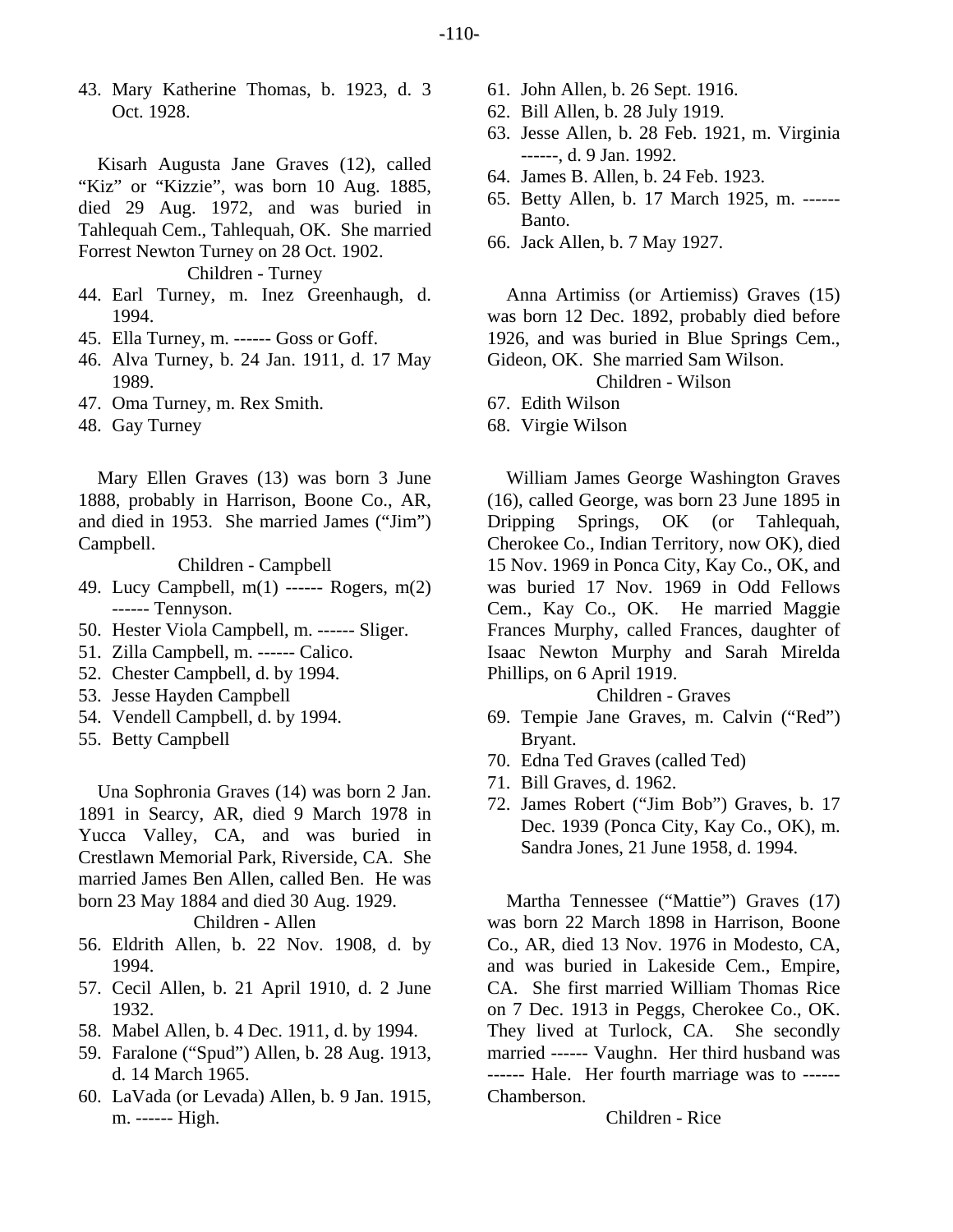43. Mary Katherine Thomas, b. 1923, d. 3 Oct. 1928.

Kisarh Augusta Jane Graves (12), called "Kiz" or "Kizzie", was born 10 Aug. 1885, died 29 Aug. 1972, and was buried in Tahlequah Cem., Tahlequah, OK. She married Forrest Newton Turney on 28 Oct. 1902.

Children - Turney

44. Earl Turney, m. Inez Greenhaugh, d. 1994.
45. Ella Turney, m. ------ Goss or Goff.
46. Alva Turney, b. 24 Jan. 1911, d. 17 May 1989.
47. Oma Turney, m. Rex Smith.
48. Gay Turney

Mary Ellen Graves (13) was born 3 June 1888, probably in Harrison, Boone Co., AR, and died in 1953. She married James ("Jim") Campbell.

Children - Campbell

49. Lucy Campbell, m(1) ------ Rogers, m(2) ------ Tennyson.
50. Hester Viola Campbell, m. ------ Sliger.
51. Zilla Campbell, m. ------ Calico.
52. Chester Campbell, d. by 1994.
53. Jesse Hayden Campbell
54. Vendell Campbell, d. by 1994.
55. Betty Campbell

Una Sophronia Graves (14) was born 2 Jan. 1891 in Searcy, AR, died 9 March 1978 in Yucca Valley, CA, and was buried in Crestlawn Memorial Park, Riverside, CA. She married James Ben Allen, called Ben. He was born 23 May 1884 and died 30 Aug. 1929.

Children - Allen

56. Eldrith Allen, b. 22 Nov. 1908, d. by 1994.
57. Cecil Allen, b. 21 April 1910, d. 2 June 1932.
58. Mabel Allen, b. 4 Dec. 1911, d. by 1994.
59. Faralone ("Spud") Allen, b. 28 Aug. 1913, d. 14 March 1965.
60. LaVada (or Levada) Allen, b. 9 Jan. 1915, m. ------ High.
61. John Allen, b. 26 Sept. 1916.
62. Bill Allen, b. 28 July 1919.
63. Jesse Allen, b. 28 Feb. 1921, m. Virginia ------, d. 9 Jan. 1992.
64. James B. Allen, b. 24 Feb. 1923.
65. Betty Allen, b. 17 March 1925, m. ------ Banto.
66. Jack Allen, b. 7 May 1927.

Anna Artimiss (or Artiemiss) Graves (15) was born 12 Dec. 1892, probably died before 1926, and was buried in Blue Springs Cem., Gideon, OK. She married Sam Wilson.

Children - Wilson

67. Edith Wilson
68. Virgie Wilson

William James George Washington Graves (16), called George, was born 23 June 1895 in Dripping Springs, OK (or Tahlequah, Cherokee Co., Indian Territory, now OK), died 15 Nov. 1969 in Ponca City, Kay Co., OK, and was buried 17 Nov. 1969 in Odd Fellows Cem., Kay Co., OK. He married Maggie Frances Murphy, called Frances, daughter of Isaac Newton Murphy and Sarah Mirelda Phillips, on 6 April 1919.

Children - Graves

69. Tempie Jane Graves, m. Calvin ("Red") Bryant.
70. Edna Ted Graves (called Ted)
71. Bill Graves, d. 1962.
72. James Robert ("Jim Bob") Graves, b. 17 Dec. 1939 (Ponca City, Kay Co., OK), m. Sandra Jones, 21 June 1958, d. 1994.

Martha Tennessee ("Mattie") Graves (17) was born 22 March 1898 in Harrison, Boone Co., AR, died 13 Nov. 1976 in Modesto, CA, and was buried in Lakeside Cem., Empire, CA. She first married William Thomas Rice on 7 Dec. 1913 in Peggs, Cherokee Co., OK. They lived at Turlock, CA. She secondly married ------ Vaughn. Her third husband was ------ Hale. Her fourth marriage was to ------ Chamberson.

Children - Rice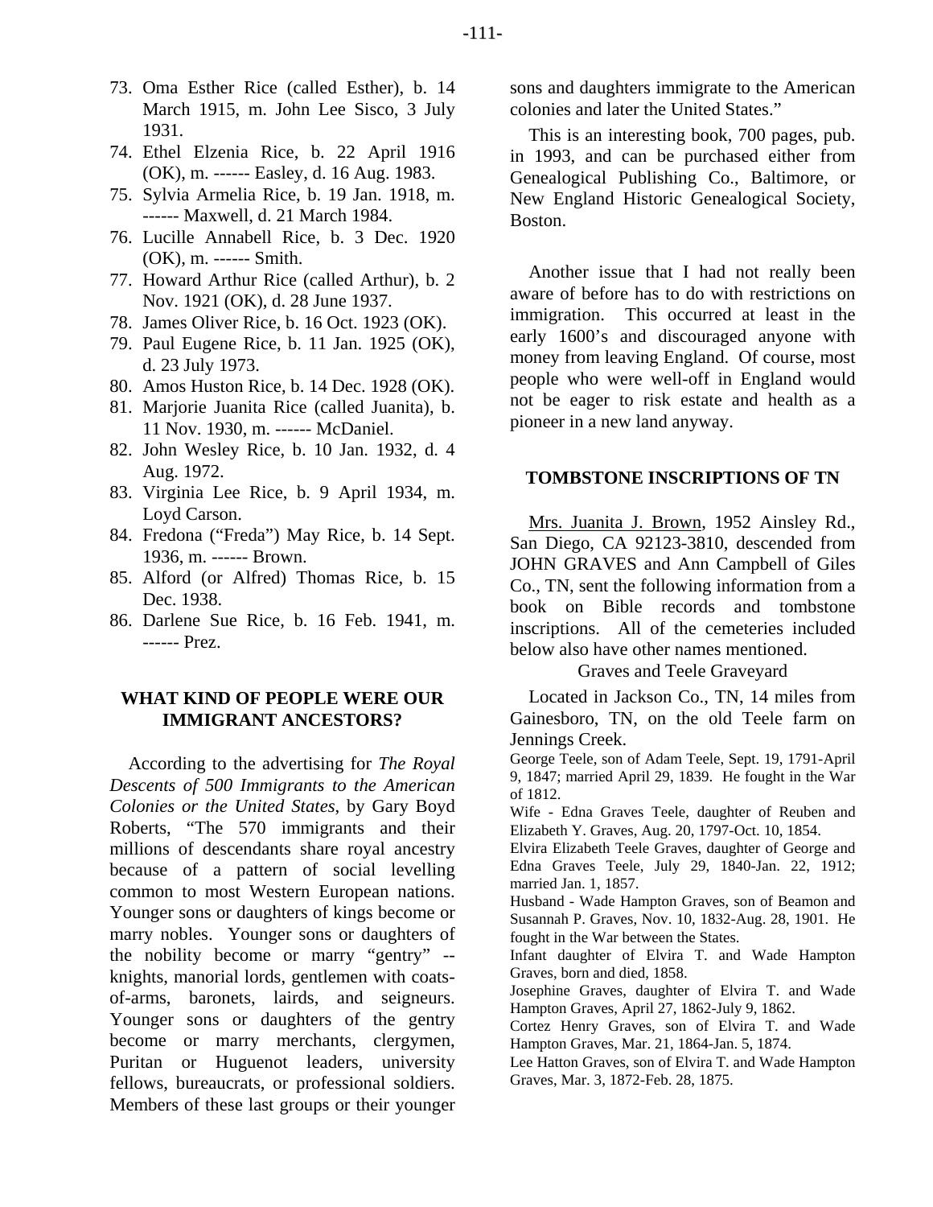73. Oma Esther Rice (called Esther), b. 14 March 1915, m. John Lee Sisco, 3 July 1931.
74. Ethel Elzenia Rice, b. 22 April 1916 (OK), m. ------ Easley, d. 16 Aug. 1983.
75. Sylvia Armelia Rice, b. 19 Jan. 1918, m. ------ Maxwell, d. 21 March 1984.
76. Lucille Annabell Rice, b. 3 Dec. 1920 (OK), m. ------ Smith.
77. Howard Arthur Rice (called Arthur), b. 2 Nov. 1921 (OK), d. 28 June 1937.
78. James Oliver Rice, b. 16 Oct. 1923 (OK).
79. Paul Eugene Rice, b. 11 Jan. 1925 (OK), d. 23 July 1973.
80. Amos Huston Rice, b. 14 Dec. 1928 (OK).
81. Marjorie Juanita Rice (called Juanita), b. 11 Nov. 1930, m. ------ McDaniel.
82. John Wesley Rice, b. 10 Jan. 1932, d. 4 Aug. 1972.
83. Virginia Lee Rice, b. 9 April 1934, m. Loyd Carson.
84. Fredona ("Freda") May Rice, b. 14 Sept. 1936, m. ------ Brown.
85. Alford (or Alfred) Thomas Rice, b. 15 Dec. 1938.
86. Darlene Sue Rice, b. 16 Feb. 1941, m. ------ Prez.

## WHAT KIND OF PEOPLE WERE OUR IMMIGRANT ANCESTORS?

According to the advertising for *The Royal Descents of 500 Immigrants to the American Colonies or the United States*, by Gary Boyd Roberts, "The 570 immigrants and their millions of descendants share royal ancestry because of a pattern of social levelling common to most Western European nations. Younger sons or daughters of kings become or marry nobles. Younger sons or daughters of the nobility become or marry "gentry" -- knights, manorial lords, gentlemen with coats-of-arms, baronets, lairds, and seigneurs. Younger sons or daughters of the gentry become or marry merchants, clergymen, Puritan or Huguenot leaders, university fellows, bureaucrats, or professional soldiers. Members of these last groups or their younger sons and daughters immigrate to the American colonies and later the United States."

This is an interesting book, 700 pages, pub. in 1993, and can be purchased either from Genealogical Publishing Co., Baltimore, or New England Historic Genealogical Society, Boston.

Another issue that I had not really been aware of before has to do with restrictions on immigration. This occurred at least in the early 1600's and discouraged anyone with money from leaving England. Of course, most people who were well-off in England would not be eager to risk estate and health as a pioneer in a new land anyway.

## TOMBSTONE INSCRIPTIONS OF TN

Mrs. Juanita J. Brown, 1952 Ainsley Rd., San Diego, CA 92123-3810, descended from JOHN GRAVES and Ann Campbell of Giles Co., TN, sent the following information from a book on Bible records and tombstone inscriptions. All of the cemeteries included below also have other names mentioned.

Graves and Teele Graveyard

Located in Jackson Co., TN, 14 miles from Gainesboro, TN, on the old Teele farm on Jennings Creek.

George Teele, son of Adam Teele, Sept. 19, 1791-April 9, 1847; married April 29, 1839. He fought in the War of 1812.

Wife - Edna Graves Teele, daughter of Reuben and Elizabeth Y. Graves, Aug. 20, 1797-Oct. 10, 1854.

Elvira Elizabeth Teele Graves, daughter of George and Edna Graves Teele, July 29, 1840-Jan. 22, 1912; married Jan. 1, 1857.

Husband - Wade Hampton Graves, son of Beamon and Susannah P. Graves, Nov. 10, 1832-Aug. 28, 1901. He fought in the War between the States.

Infant daughter of Elvira T. and Wade Hampton Graves, born and died, 1858.

Josephine Graves, daughter of Elvira T. and Wade Hampton Graves, April 27, 1862-July 9, 1862.

Cortez Henry Graves, son of Elvira T. and Wade Hampton Graves, Mar. 21, 1864-Jan. 5, 1874.

Lee Hatton Graves, son of Elvira T. and Wade Hampton Graves, Mar. 3, 1872-Feb. 28, 1875.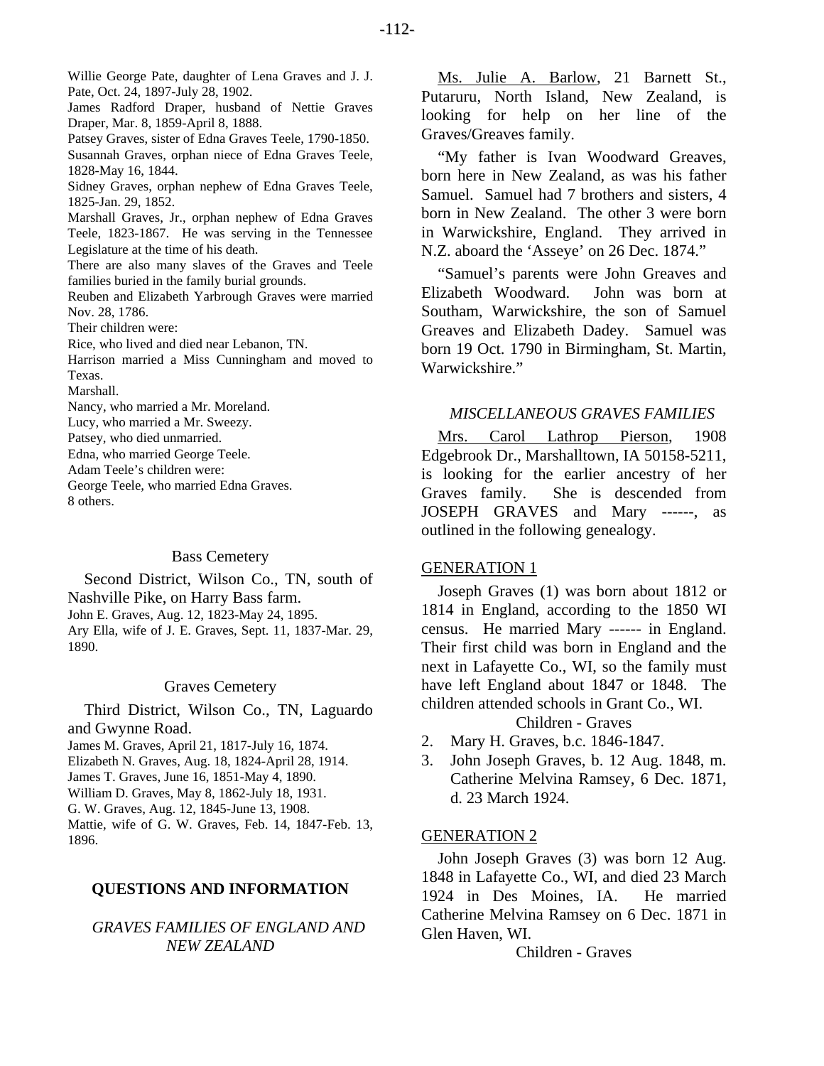Willie George Pate, daughter of Lena Graves and J. J. Pate, Oct. 24, 1897-July 28, 1902.

James Radford Draper, husband of Nettie Graves Draper, Mar. 8, 1859-April 8, 1888.

Patsey Graves, sister of Edna Graves Teele, 1790-1850.

Susannah Graves, orphan niece of Edna Graves Teele, 1828-May 16, 1844.

Sidney Graves, orphan nephew of Edna Graves Teele, 1825-Jan. 29, 1852.

Marshall Graves, Jr., orphan nephew of Edna Graves Teele, 1823-1867. He was serving in the Tennessee Legislature at the time of his death.

There are also many slaves of the Graves and Teele families buried in the family burial grounds.

Reuben and Elizabeth Yarbrough Graves were married Nov. 28, 1786.

Their children were:

Rice, who lived and died near Lebanon, TN.

Harrison married a Miss Cunningham and moved to Texas.

Marshall.

Nancy, who married a Mr. Moreland.

Lucy, who married a Mr. Sweezy.

Patsey, who died unmarried.

Edna, who married George Teele.

Adam Teele's children were:

George Teele, who married Edna Graves.

8 others.

### Bass Cemetery

Second District, Wilson Co., TN, south of Nashville Pike, on Harry Bass farm.

John E. Graves, Aug. 12, 1823-May 24, 1895.

Ary Ella, wife of J. E. Graves, Sept. 11, 1837-Mar. 29, 1890.

### Graves Cemetery

Third District, Wilson Co., TN, Laguardo and Gwynne Road.

James M. Graves, April 21, 1817-July 16, 1874.

Elizabeth N. Graves, Aug. 18, 1824-April 28, 1914.

James T. Graves, June 16, 1851-May 4, 1890.

William D. Graves, May 8, 1862-July 18, 1931.

G. W. Graves, Aug. 12, 1845-June 13, 1908.

Mattie, wife of G. W. Graves, Feb. 14, 1847-Feb. 13, 1896.

## QUESTIONS AND INFORMATION

### *GRAVES FAMILIES OF ENGLAND AND NEW ZEALAND*

Ms. Julie A. Barlow, 21 Barnett St., Putaruru, North Island, New Zealand, is looking for help on her line of the Graves/Greaves family.

"My father is Ivan Woodward Greaves, born here in New Zealand, as was his father Samuel. Samuel had 7 brothers and sisters, 4 born in New Zealand. The other 3 were born in Warwickshire, England. They arrived in N.Z. aboard the 'Asseye' on 26 Dec. 1874."

"Samuel's parents were John Greaves and Elizabeth Woodward. John was born at Southam, Warwickshire, the son of Samuel Greaves and Elizabeth Dadey. Samuel was born 19 Oct. 1790 in Birmingham, St. Martin, Warwickshire."

### *MISCELLANEOUS GRAVES FAMILIES*

Mrs. Carol Lathrop Pierson, 1908 Edgebrook Dr., Marshalltown, IA 50158-5211, is looking for the earlier ancestry of her Graves family. She is descended from JOSEPH GRAVES and Mary ------, as outlined in the following genealogy.

#### GENERATION 1

Joseph Graves (1) was born about 1812 or 1814 in England, according to the 1850 WI census. He married Mary ------ in England. Their first child was born in England and the next in Lafayette Co., WI, so the family must have left England about 1847 or 1848. The children attended schools in Grant Co., WI.

Children - Graves

2. Mary H. Graves, b.c. 1846-1847.
3. John Joseph Graves, b. 12 Aug. 1848, m. Catherine Melvina Ramsey, 6 Dec. 1871, d. 23 March 1924.

#### GENERATION 2

John Joseph Graves (3) was born 12 Aug. 1848 in Lafayette Co., WI, and died 23 March 1924 in Des Moines, IA. He married Catherine Melvina Ramsey on 6 Dec. 1871 in Glen Haven, WI.

Children - Graves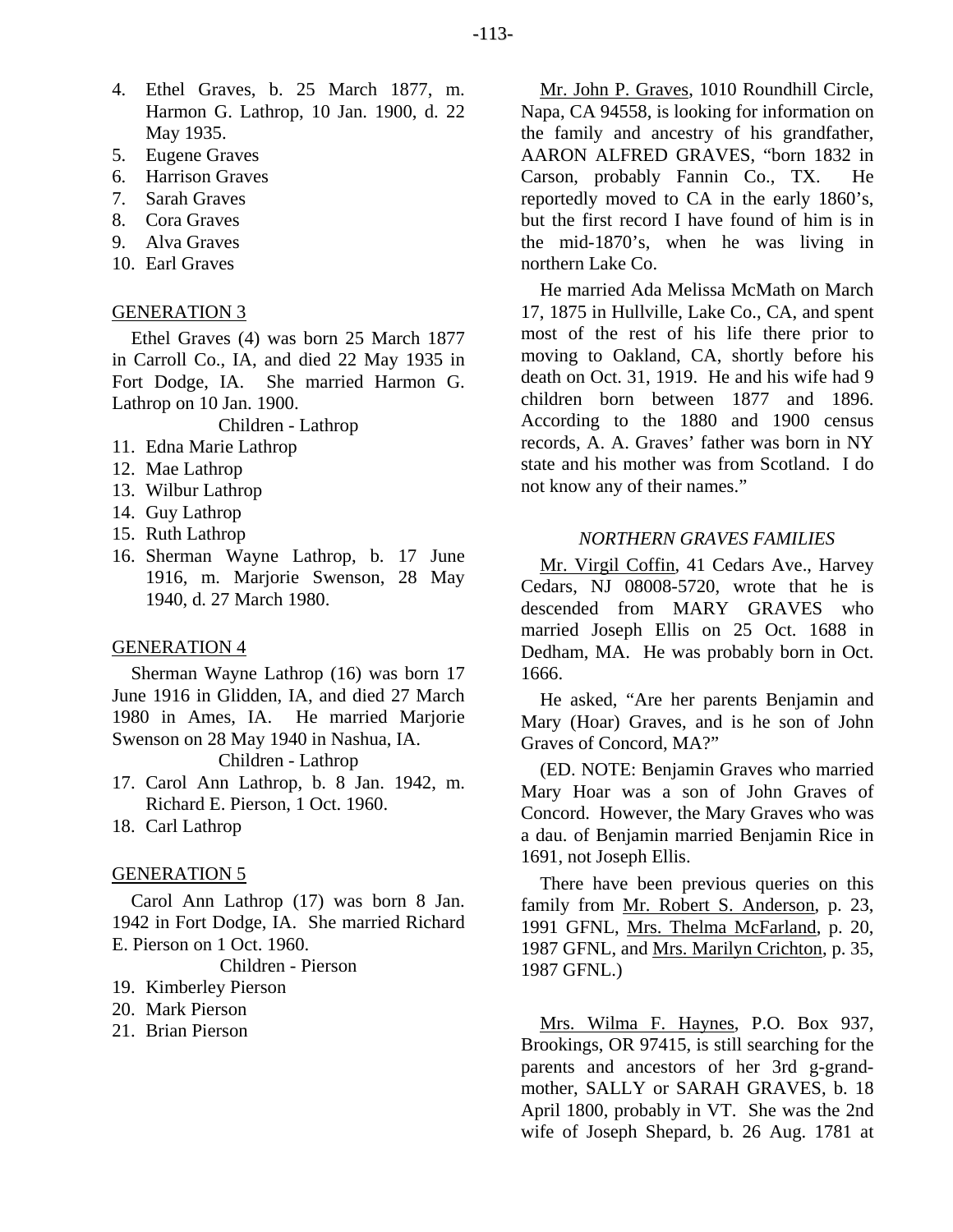4. Ethel Graves, b. 25 March 1877, m. Harmon G. Lathrop, 10 Jan. 1900, d. 22 May 1935.
5. Eugene Graves
6. Harrison Graves
7. Sarah Graves
8. Cora Graves
9. Alva Graves
10. Earl Graves

GENERATION 3

Ethel Graves (4) was born 25 March 1877 in Carroll Co., IA, and died 22 May 1935 in Fort Dodge, IA. She married Harmon G. Lathrop on 10 Jan. 1900.

Children - Lathrop

11. Edna Marie Lathrop
12. Mae Lathrop
13. Wilbur Lathrop
14. Guy Lathrop
15. Ruth Lathrop
16. Sherman Wayne Lathrop, b. 17 June 1916, m. Marjorie Swenson, 28 May 1940, d. 27 March 1980.

GENERATION 4

Sherman Wayne Lathrop (16) was born 17 June 1916 in Glidden, IA, and died 27 March 1980 in Ames, IA. He married Marjorie Swenson on 28 May 1940 in Nashua, IA.

Children - Lathrop

17. Carol Ann Lathrop, b. 8 Jan. 1942, m. Richard E. Pierson, 1 Oct. 1960.
18. Carl Lathrop

GENERATION 5

Carol Ann Lathrop (17) was born 8 Jan. 1942 in Fort Dodge, IA. She married Richard E. Pierson on 1 Oct. 1960.

Children - Pierson

19. Kimberley Pierson
20. Mark Pierson
21. Brian Pierson

Mr. John P. Graves, 1010 Roundhill Circle, Napa, CA 94558, is looking for information on the family and ancestry of his grandfather, AARON ALFRED GRAVES, "born 1832 in Carson, probably Fannin Co., TX. He reportedly moved to CA in the early 1860's, but the first record I have found of him is in the mid-1870's, when he was living in northern Lake Co.

He married Ada Melissa McMath on March 17, 1875 in Hullville, Lake Co., CA, and spent most of the rest of his life there prior to moving to Oakland, CA, shortly before his death on Oct. 31, 1919. He and his wife had 9 children born between 1877 and 1896. According to the 1880 and 1900 census records, A. A. Graves' father was born in NY state and his mother was from Scotland. I do not know any of their names."

*NORTHERN GRAVES FAMILIES*

Mr. Virgil Coffin, 41 Cedars Ave., Harvey Cedars, NJ 08008-5720, wrote that he is descended from MARY GRAVES who married Joseph Ellis on 25 Oct. 1688 in Dedham, MA. He was probably born in Oct. 1666.

He asked, "Are her parents Benjamin and Mary (Hoar) Graves, and is he son of John Graves of Concord, MA?"

(ED. NOTE: Benjamin Graves who married Mary Hoar was a son of John Graves of Concord. However, the Mary Graves who was a dau. of Benjamin married Benjamin Rice in 1691, not Joseph Ellis.

There have been previous queries on this family from Mr. Robert S. Anderson, p. 23, 1991 GFNL, Mrs. Thelma McFarland, p. 20, 1987 GFNL, and Mrs. Marilyn Crichton, p. 35, 1987 GFNL.)

Mrs. Wilma F. Haynes, P.O. Box 937, Brookings, OR 97415, is still searching for the parents and ancestors of her 3rd g-grandmother, SALLY or SARAH GRAVES, b. 18 April 1800, probably in VT. She was the 2nd wife of Joseph Shepard, b. 26 Aug. 1781 at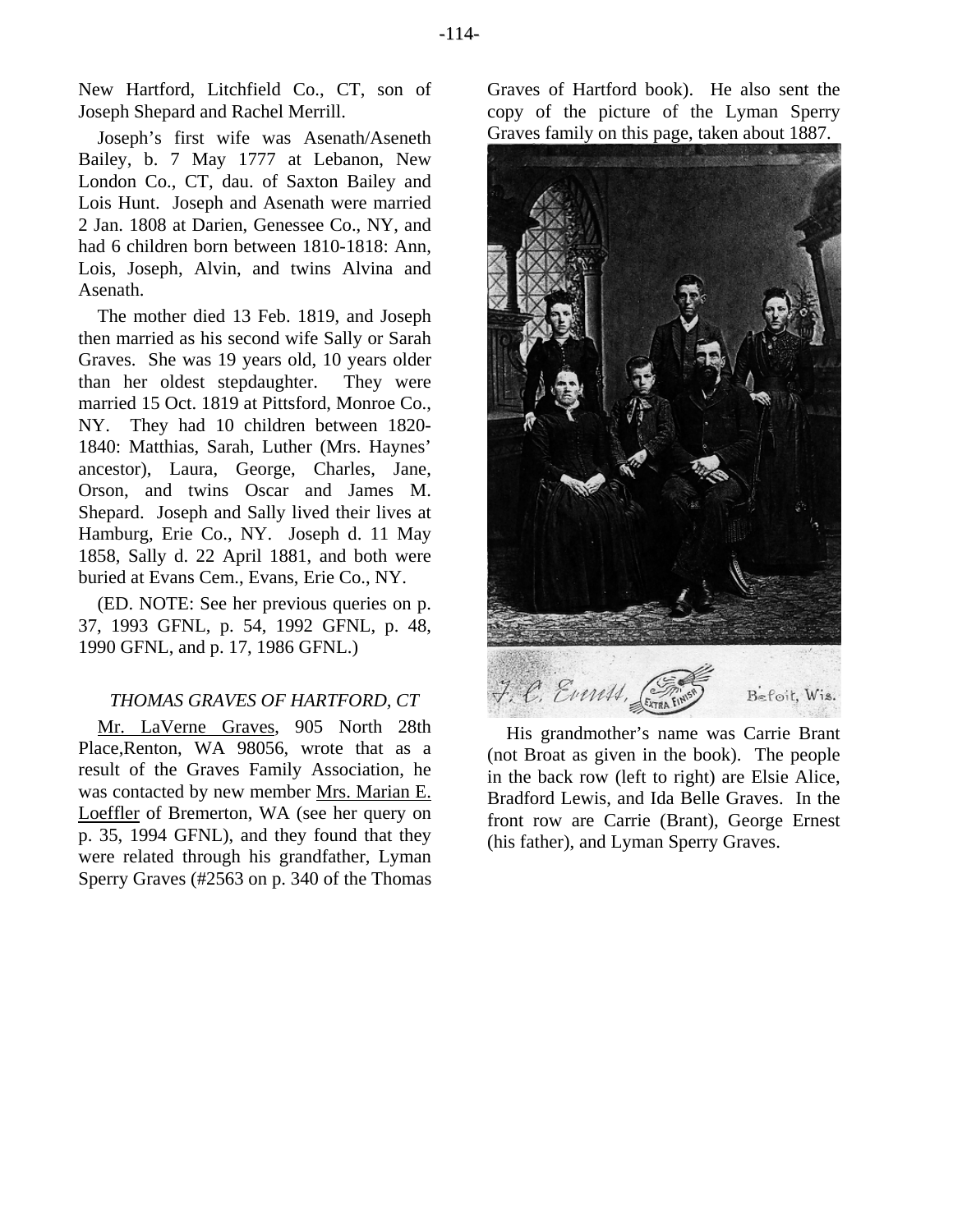New Hartford, Litchfield Co., CT, son of Joseph Shepard and Rachel Merrill.

Joseph's first wife was Asenath/Aseneth Bailey, b. 7 May 1777 at Lebanon, New London Co., CT, dau. of Saxton Bailey and Lois Hunt. Joseph and Asenath were married 2 Jan. 1808 at Darien, Genessee Co., NY, and had 6 children born between 1810-1818: Ann, Lois, Joseph, Alvin, and twins Alvina and Asenath.

The mother died 13 Feb. 1819, and Joseph then married as his second wife Sally or Sarah Graves. She was 19 years old, 10 years older than her oldest stepdaughter. They were married 15 Oct. 1819 at Pittsford, Monroe Co., NY. They had 10 children between 1820-1840: Matthias, Sarah, Luther (Mrs. Haynes' ancestor), Laura, George, Charles, Jane, Orson, and twins Oscar and James M. Shepard. Joseph and Sally lived their lives at Hamburg, Erie Co., NY. Joseph d. 11 May 1858, Sally d. 22 April 1881, and both were buried at Evans Cem., Evans, Erie Co., NY.

(ED. NOTE: See her previous queries on p. 37, 1993 GFNL, p. 54, 1992 GFNL, p. 48, 1990 GFNL, and p. 17, 1986 GFNL.)

### *THOMAS GRAVES OF HARTFORD, CT*

Mr. LaVerne Graves, 905 North 28th Place,Renton, WA 98056, wrote that as a result of the Graves Family Association, he was contacted by new member Mrs. Marian E. Loeffler of Bremerton, WA (see her query on p. 35, 1994 GFNL), and they found that they were related through his grandfather, Lyman Sperry Graves (#2563 on p. 340 of the Thomas Graves of Hartford book). He also sent the copy of the picture of the Lyman Sperry Graves family on this page, taken about 1887.

F. C. Evetts, EXTRA FINISH Beloit, Wis.

His grandmother's name was Carrie Brant (not Broat as given in the book). The people in the back row (left to right) are Elsie Alice, Bradford Lewis, and Ida Belle Graves. In the front row are Carrie (Brant), George Ernest (his father), and Lyman Sperry Graves.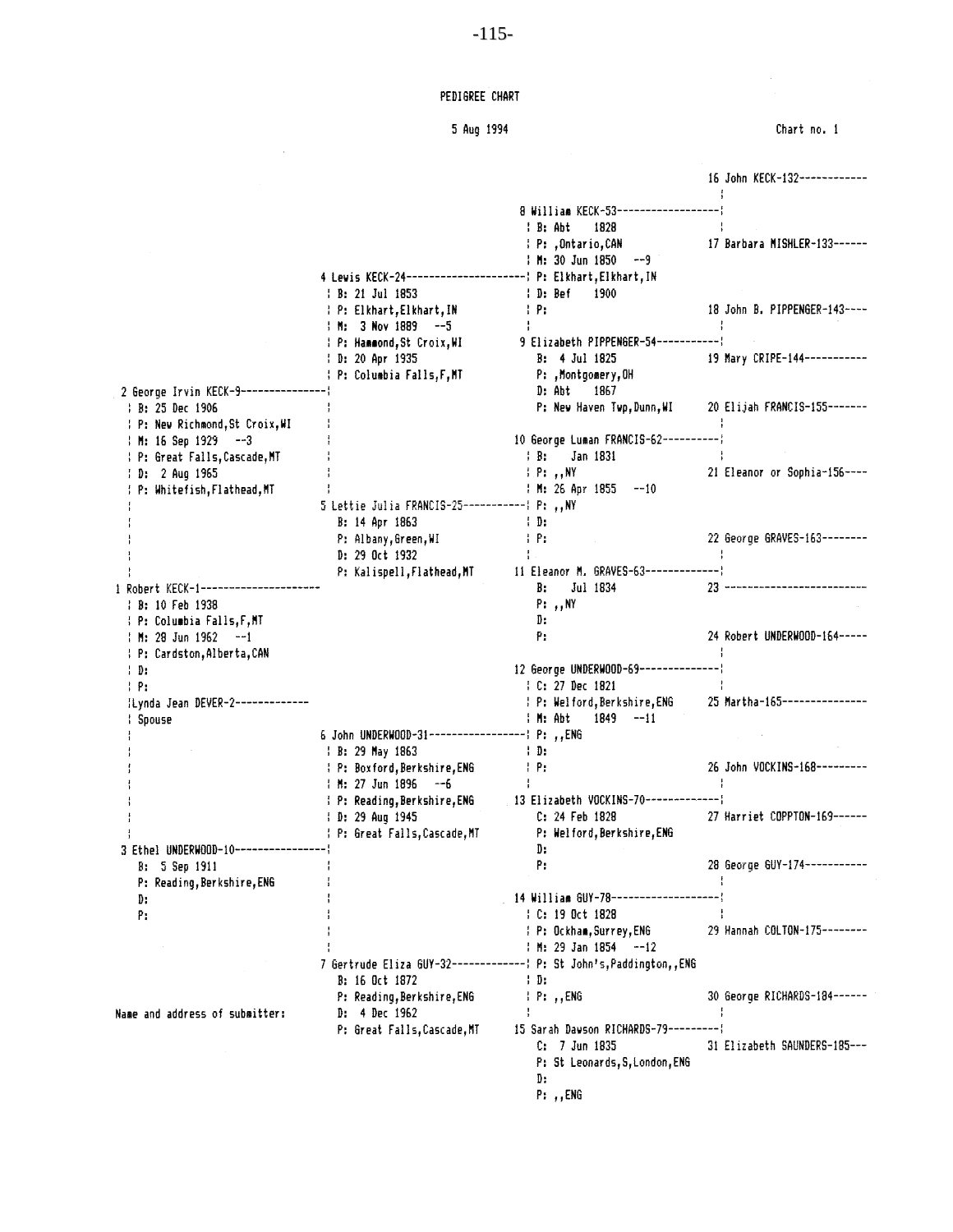PEDIGREE CHART

5 Aug 1994 — Chart no. 1

**1 Robert KECK-1**
- B: 10 Feb 1938
- P: Columbia Falls,F,MT
- M: 28 Jun 1962 --1
- P: Cardston,Alberta,CAN
- D:
- P:

Lynda Jean DEVER-2 — Spouse

**2 George Irvin KECK-9**
- B: 25 Dec 1906
- P: New Richmond,St Croix,WI
- M: 16 Sep 1929 --3
- P: Great Falls,Cascade,MT
- D: 2 Aug 1965
- P: Whitefish,Flathead,MT

**3 Ethel UNDERWOOD-10**
- B: 5 Sep 1911
- P: Reading,Berkshire,ENG
- D:
- P:

**4 Lewis KECK-24**
- B: 21 Jul 1853
- P: Elkhart,Elkhart,IN
- M: 3 Nov 1889 --5
- P: Hammond,St Croix,WI
- D: 20 Apr 1935
- P: Columbia Falls,F,MT

**5 Lettie Julia FRANCIS-25**
- B: 14 Apr 1863
- P: Albany,Green,WI
- D: 29 Oct 1932
- P: Kalispell,Flathead,MT

**6 John UNDERWOOD-31**
- B: 29 May 1863
- P: Boxford,Berkshire,ENG
- M: 27 Jun 1896 --6
- P: Reading,Berkshire,ENG
- D: 29 Aug 1945
- P: Great Falls,Cascade,MT

**7 Gertrude Eliza GUY-32**
- B: 16 Oct 1872
- P: Reading,Berkshire,ENG
- D: 4 Dec 1962
- P: Great Falls,Cascade,MT

**8 William KECK-53**
- B: Abt 1828
- P: ,Ontario,CAN
- M: 30 Jun 1850 --9
- P: Elkhart,Elkhart,IN
- D: Bef 1900
- P:

**9 Elizabeth PIPPENGER-54**
- B: 4 Jul 1825
- P: ,Montgomery,OH
- D: Abt 1867
- P: New Haven Twp,Dunn,WI

**10 George Luman FRANCIS-62**
- B: Jan 1831
- P: ,,NY
- M: 26 Apr 1855 --10
- P: ,,NY
- D:
- P:

**11 Eleanor M. GRAVES-63**
- B: Jul 1834
- P: ,,NY
- D:
- P:

**12 George UNDERWOOD-69**
- C: 27 Dec 1821
- P: Welford,Berkshire,ENG
- M: Abt 1849 --11
- P: ,,ENG
- D:
- P:

**13 Elizabeth VOCKINS-70**
- C: 24 Feb 1828
- P: Welford,Berkshire,ENG
- D:
- P:

**14 William GUY-78**
- C: 19 Oct 1828
- P: Ockham,Surrey,ENG
- M: 29 Jan 1854 --12
- P: St John's,Paddington,,ENG
- D:
- P: ,,ENG

**15 Sarah Dawson RICHARDS-79**
- C: 7 Jun 1835
- P: St Leonards,S,London,ENG
- D:
- P: ,,ENG

16 John KECK-132

17 Barbara MISHLER-133

18 John B. PIPPENGER-143

19 Mary CRIPE-144

20 Elijah FRANCIS-155

21 Eleanor or Sophia-156

22 George GRAVES-163

23 

24 Robert UNDERWOOD-164

25 Martha-165

26 John VOCKINS-168

27 Harriet COPPTON-169

28 George GUY-174

29 Hannah COLTON-175

30 George RICHARDS-184

31 Elizabeth SAUNDERS-185

Name and address of submitter: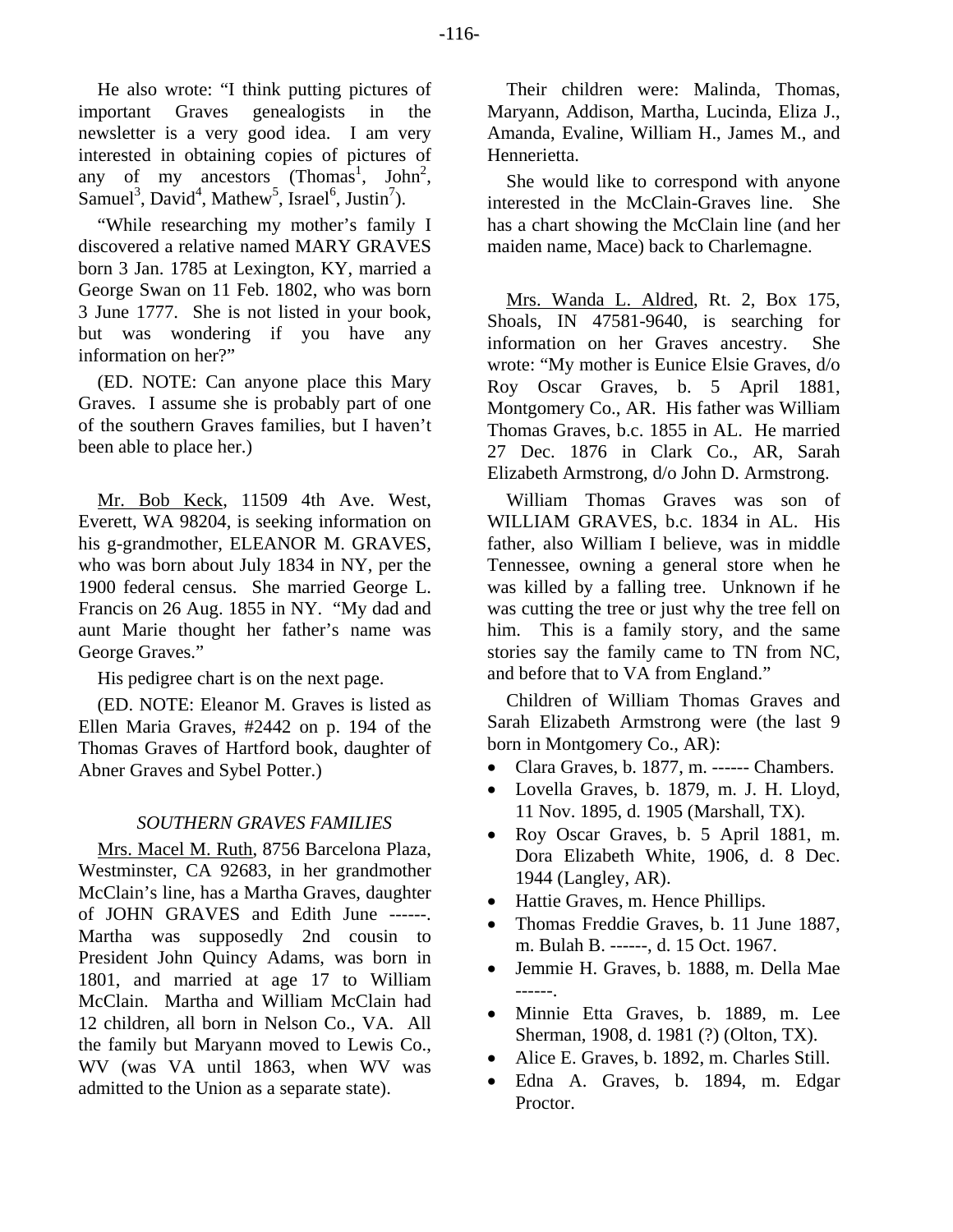He also wrote: "I think putting pictures of important Graves genealogists in the newsletter is a very good idea. I am very interested in obtaining copies of pictures of any of my ancestors (Thomas[1], John[2], Samuel[3], David[4], Mathew[5], Israel[6], Justin[7]).

"While researching my mother's family I discovered a relative named MARY GRAVES born 3 Jan. 1785 at Lexington, KY, married a George Swan on 11 Feb. 1802, who was born 3 June 1777. She is not listed in your book, but was wondering if you have any information on her?"

(ED. NOTE: Can anyone place this Mary Graves. I assume she is probably part of one of the southern Graves families, but I haven't been able to place her.)

Mr. Bob Keck, 11509 4th Ave. West, Everett, WA 98204, is seeking information on his g-grandmother, ELEANOR M. GRAVES, who was born about July 1834 in NY, per the 1900 federal census. She married George L. Francis on 26 Aug. 1855 in NY. "My dad and aunt Marie thought her father's name was George Graves."

His pedigree chart is on the next page.

(ED. NOTE: Eleanor M. Graves is listed as Ellen Maria Graves, #2442 on p. 194 of the Thomas Graves of Hartford book, daughter of Abner Graves and Sybel Potter.)

### *SOUTHERN GRAVES FAMILIES*

Mrs. Macel M. Ruth, 8756 Barcelona Plaza, Westminster, CA 92683, in her grandmother McClain's line, has a Martha Graves, daughter of JOHN GRAVES and Edith June ------. Martha was supposedly 2nd cousin to President John Quincy Adams, was born in 1801, and married at age 17 to William McClain. Martha and William McClain had 12 children, all born in Nelson Co., VA. All the family but Maryann moved to Lewis Co., WV (was VA until 1863, when WV was admitted to the Union as a separate state).

Their children were: Malinda, Thomas, Maryann, Addison, Martha, Lucinda, Eliza J., Amanda, Evaline, William H., James M., and Hennerietta.

She would like to correspond with anyone interested in the McClain-Graves line. She has a chart showing the McClain line (and her maiden name, Mace) back to Charlemagne.

Mrs. Wanda L. Aldred, Rt. 2, Box 175, Shoals, IN 47581-9640, is searching for information on her Graves ancestry. She wrote: "My mother is Eunice Elsie Graves, d/o Roy Oscar Graves, b. 5 April 1881, Montgomery Co., AR. His father was William Thomas Graves, b.c. 1855 in AL. He married 27 Dec. 1876 in Clark Co., AR, Sarah Elizabeth Armstrong, d/o John D. Armstrong.

William Thomas Graves was son of WILLIAM GRAVES, b.c. 1834 in AL. His father, also William I believe, was in middle Tennessee, owning a general store when he was killed by a falling tree. Unknown if he was cutting the tree or just why the tree fell on him. This is a family story, and the same stories say the family came to TN from NC, and before that to VA from England."

Children of William Thomas Graves and Sarah Elizabeth Armstrong were (the last 9 born in Montgomery Co., AR):

- Clara Graves, b. 1877, m. ------ Chambers.
- Lovella Graves, b. 1879, m. J. H. Lloyd, 11 Nov. 1895, d. 1905 (Marshall, TX).
- Roy Oscar Graves, b. 5 April 1881, m. Dora Elizabeth White, 1906, d. 8 Dec. 1944 (Langley, AR).
- Hattie Graves, m. Hence Phillips.
- Thomas Freddie Graves, b. 11 June 1887, m. Bulah B. ------, d. 15 Oct. 1967.
- Jemmie H. Graves, b. 1888, m. Della Mae ------.
- Minnie Etta Graves, b. 1889, m. Lee Sherman, 1908, d. 1981 (?) (Olton, TX).
- Alice E. Graves, b. 1892, m. Charles Still.
- Edna A. Graves, b. 1894, m. Edgar Proctor.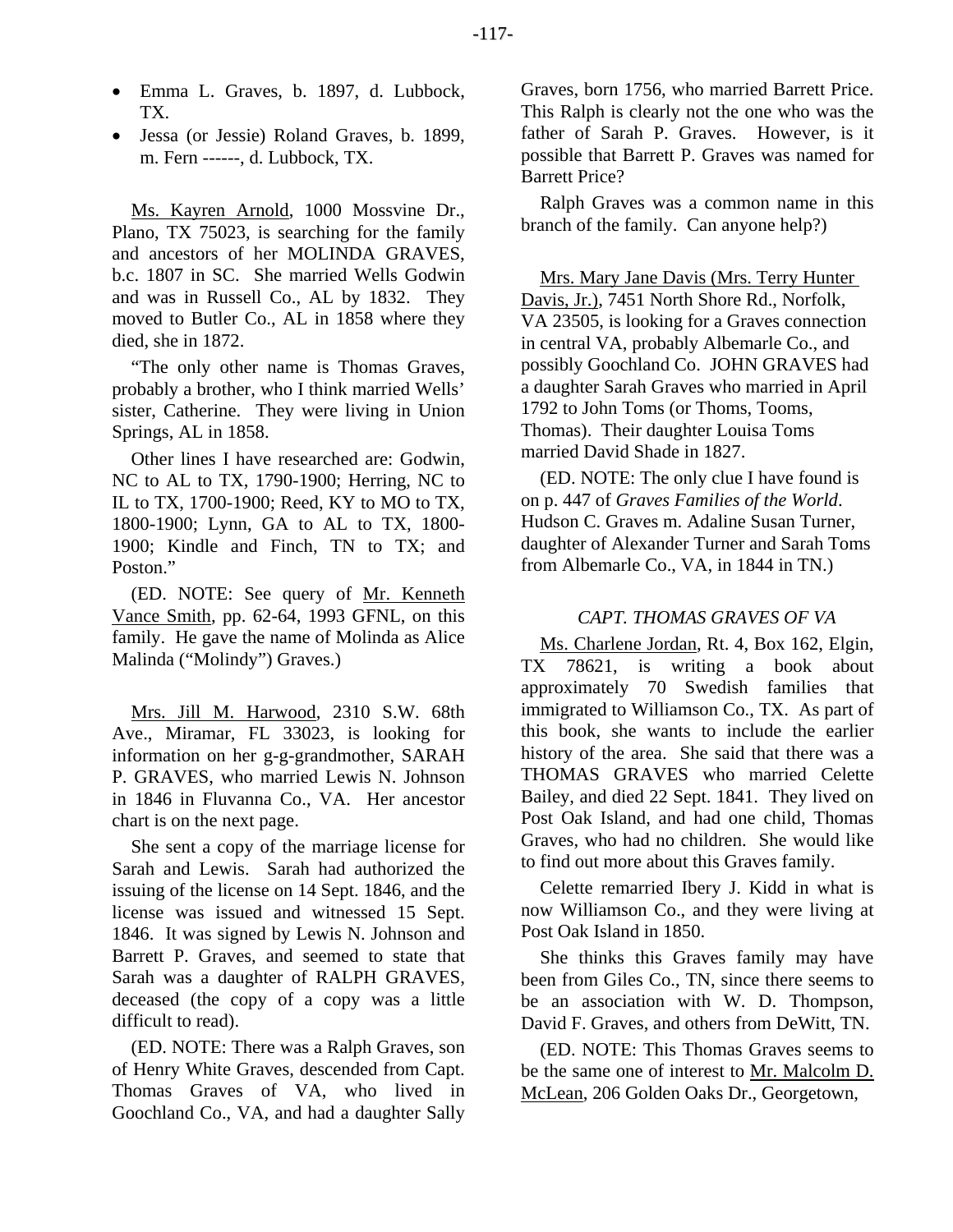- Emma L. Graves, b. 1897, d. Lubbock, TX.
- Jessa (or Jessie) Roland Graves, b. 1899, m. Fern ------, d. Lubbock, TX.

Ms. Kayren Arnold, 1000 Mossvine Dr., Plano, TX 75023, is searching for the family and ancestors of her MOLINDA GRAVES, b.c. 1807 in SC. She married Wells Godwin and was in Russell Co., AL by 1832. They moved to Butler Co., AL in 1858 where they died, she in 1872.

"The only other name is Thomas Graves, probably a brother, who I think married Wells' sister, Catherine. They were living in Union Springs, AL in 1858.

Other lines I have researched are: Godwin, NC to AL to TX, 1790-1900; Herring, NC to IL to TX, 1700-1900; Reed, KY to MO to TX, 1800-1900; Lynn, GA to AL to TX, 1800-1900; Kindle and Finch, TN to TX; and Poston."

(ED. NOTE: See query of Mr. Kenneth Vance Smith, pp. 62-64, 1993 GFNL, on this family. He gave the name of Molinda as Alice Malinda ("Molindy") Graves.)

Mrs. Jill M. Harwood, 2310 S.W. 68th Ave., Miramar, FL 33023, is looking for information on her g-g-grandmother, SARAH P. GRAVES, who married Lewis N. Johnson in 1846 in Fluvanna Co., VA. Her ancestor chart is on the next page.

She sent a copy of the marriage license for Sarah and Lewis. Sarah had authorized the issuing of the license on 14 Sept. 1846, and the license was issued and witnessed 15 Sept. 1846. It was signed by Lewis N. Johnson and Barrett P. Graves, and seemed to state that Sarah was a daughter of RALPH GRAVES, deceased (the copy of a copy was a little difficult to read).

(ED. NOTE: There was a Ralph Graves, son of Henry White Graves, descended from Capt. Thomas Graves of VA, who lived in Goochland Co., VA, and had a daughter Sally Graves, born 1756, who married Barrett Price. This Ralph is clearly not the one who was the father of Sarah P. Graves. However, is it possible that Barrett P. Graves was named for Barrett Price?

Ralph Graves was a common name in this branch of the family. Can anyone help?)

Mrs. Mary Jane Davis (Mrs. Terry Hunter Davis, Jr.), 7451 North Shore Rd., Norfolk, VA 23505, is looking for a Graves connection in central VA, probably Albemarle Co., and possibly Goochland Co. JOHN GRAVES had a daughter Sarah Graves who married in April 1792 to John Toms (or Thoms, Tooms, Thomas). Their daughter Louisa Toms married David Shade in 1827.

(ED. NOTE: The only clue I have found is on p. 447 of *Graves Families of the World*. Hudson C. Graves m. Adaline Susan Turner, daughter of Alexander Turner and Sarah Toms from Albemarle Co., VA, in 1844 in TN.)

### *CAPT. THOMAS GRAVES OF VA*

Ms. Charlene Jordan, Rt. 4, Box 162, Elgin, TX 78621, is writing a book about approximately 70 Swedish families that immigrated to Williamson Co., TX. As part of this book, she wants to include the earlier history of the area. She said that there was a THOMAS GRAVES who married Celette Bailey, and died 22 Sept. 1841. They lived on Post Oak Island, and had one child, Thomas Graves, who had no children. She would like to find out more about this Graves family.

Celette remarried Ibery J. Kidd in what is now Williamson Co., and they were living at Post Oak Island in 1850.

She thinks this Graves family may have been from Giles Co., TN, since there seems to be an association with W. D. Thompson, David F. Graves, and others from DeWitt, TN.

(ED. NOTE: This Thomas Graves seems to be the same one of interest to Mr. Malcolm D. McLean, 206 Golden Oaks Dr., Georgetown,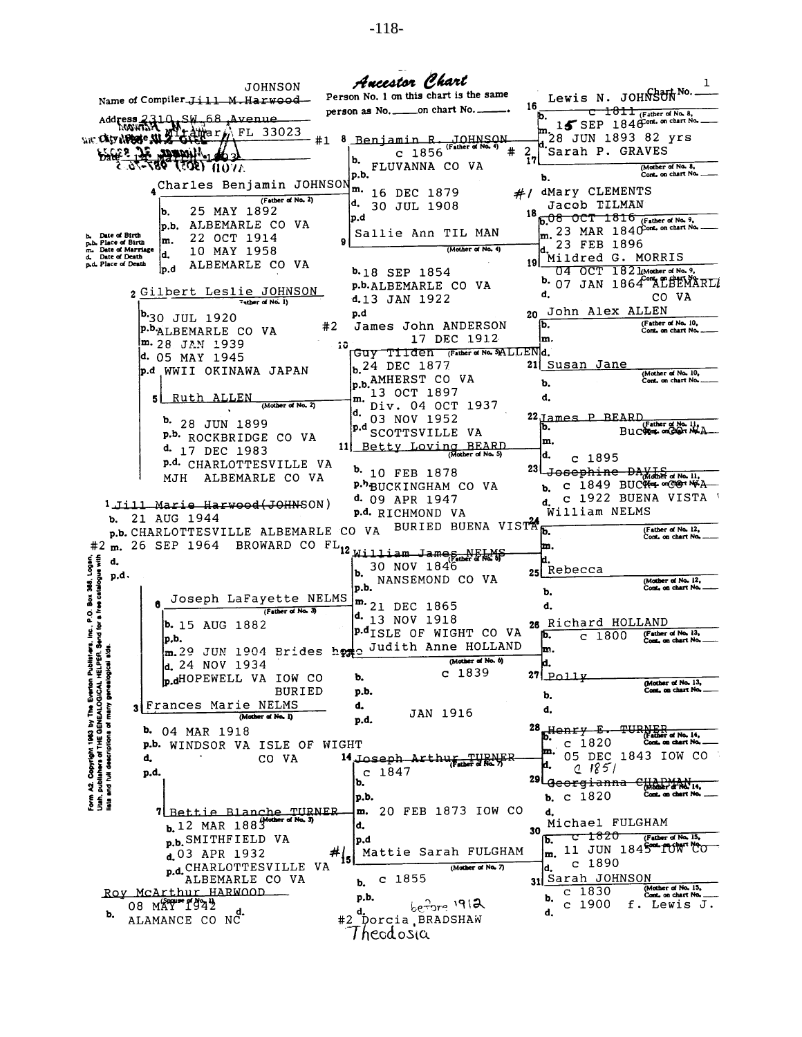# Ancestor Chart

Chart No. 1

Name of Compiler: JOHNSON ~~Jill M. Harwood~~

Address: 2310 SW 68 Avenue

City, State: Miramar, FL 33023

Person No. 1 on this chart is the same person as No. ____ on chart No. ____.

b. Date of Birth
p.b. Place of Birth
m. Date of Marriage
d. Date of Death
p.d. Place of Death

---

**1** ~~Jill Marie Harwood~~(~~JOHNSON~~)
b. 21 AUG 1944
p.b. CHARLOTTESVILLE ALBEMARLE CO VA
#2 m. 26 SEP 1964 BROWARD CO FL
d.
p.d.

Spouse of No. 1: Roy McArthur HARWOOD
b. 08 MAY 1942
ALAMANCE CO NC
d.

---

**2** Gilbert Leslie JOHNSON (Father of No. 1)
b. 30 JUL 1920
p.b. ALBEMARLE CO VA
m. 28 JAN 1939
d. 05 MAY 1945
p.d. WWII OKINAWA JAPAN

**3** Frances Marie NELMS (Mother of No. 1)
b. 04 MAR 1918
p.b. WINDSOR VA ISLE OF WIGHT CO VA
d.
p.d.

---

**4** Charles Benjamin JOHNSON (Father of No. 2)
b. 25 MAY 1892
p.b. ALBEMARLE CO VA
m. 22 OCT 1914
d. 10 MAY 1958
p.d. ALBEMARLE CO VA

**5** Ruth ALLEN (Mother of No. 2)
b. 28 JUN 1899
p.b. ROCKBRIDGE CO VA
d. 17 DEC 1983
p.d. CHARLOTTESVILLE VA
MJH ALBEMARLE CO VA

**6** Joseph LaFayette NELMS (Father of No. 3)
b. 15 AUG 1882
p.b.
m. 29 JUN 1904 Brides home
d. 24 NOV 1934
p.d. HOPEWELL VA IOW CO
BURIED

**7** Bettie Blanche TURNER (Mother of No. 3)
b. 12 MAR 1883
p.b. SMITHFIELD VA
d. 03 APR 1932
p.d. CHARLOTTESVILLE VA
ALBEMARLE CO VA

---

#1 **8** Benjamin R. JOHNSON (Father of No. 4)
b. c 1856
p.b. FLUVANNA CO VA
m. 16 DEC 1879
d. 30 JUL 1908
p.d.

**9** Sallie Ann TIL MAN (Mother of No. 4)
b. 18 SEP 1854
p.b. ALBEMARLE CO VA
d. 13 JAN 1922
p.d

#2 James John ANDERSON
17 DEC 1912

**10** ~~Guy Tilden~~ ALLEN (Father of No. 5)
b. 24 DEC 1877
p.b. AMHERST CO VA
m. 13 OCT 1897
Div. 04 OCT 1937
d. 03 NOV 1952
p.d. SCOTTSVILLE VA

**11** Betty Loving BEARD (Mother of No. 5)
b. 10 FEB 1878
p.b. BUCKINGHAM CO VA
d. 09 APR 1947
p.d. RICHMOND VA
BURIED BUENA VISTA

**12** William James NELMS (Father of No. 6)
b. 30 NOV 1846
NANSEMOND CO VA
p.b.
m. 21 DEC 1865
d. 13 NOV 1918
p.d. ISLE OF WIGHT CO VA

**13** Judith Anne HOLLAND (Mother of No. 6)
b. c 1839
p.b.
d. JAN 1916
p.d.

**14** Joseph Arthur TURNER (Father of No. 7)
c 1847
b.
p.b.
m. 20 FEB 1873 IOW CO
d.
p.d

#1 **15** Mattie Sarah FULGHAM (Mother of No. 7)
b. c 1855
p.b.
d. before 1912
#2 Dorcia BRADSHAW
Theodosia

---

**16** Lewis N. JOHNSON (Father of No. 8)
b. c 1811
m. 15 SEP 1846
d. 28 JUN 1893 82 yrs

#2 **17** Sarah P. GRAVES (Mother of No. 8)
b.
#1 d Mary CLEMENTS

**18** Jacob TILMAN (Father of No. 9)
b. 08 OCT 1816
m. 23 MAR 1840
d. 23 FEB 1896

**19** Mildred G. MORRIS (Mother of No. 9)
b. 04 OCT 1821
07 JAN 1864 ALBEMARLE CO VA
d.

**20** John Alex ALLEN (Father of No. 10)
b.
m.
d.

**21** Susan Jane (Mother of No. 10)
b.
d.

**22** James P BEARD (Father of No. 11)
b. BUC CO VA
m.
d. c 1895

**23** Josephine DAVIS (Mother of No. 11)
b. c 1849 BUC CO VA
d. c 1922 BUENA VISTA

**24** William NELMS (Father of No. 12)
b.
m.
d.

**25** Rebecca (Mother of No. 12)
b.
d.

**26** Richard HOLLAND (Father of No. 13)
b. c 1800
m.
d.

**27** Polly (Mother of No. 13)
b.
d.

**28** Henry E. TURNER (Father of No. 14)
b. c 1820
m. 05 DEC 1843 IOW CO
d. c 1851

**29** Georgianna CHAPMAN (Mother of No. 14)
b. c 1820
d.

**30** Michael FULGHAM (Father of No. 15)
b. c 1820
m. 11 JUN 1845 IOW CO
d. c 1890

**31** Sarah JOHNSON (Mother of No. 15)
b. c 1830
d. c 1900 f. Lewis J.

---

Form A2. Copyright 1963 by The Everton Publishers, Inc., P.O. Box 368, Logan, Utah, publishers of THE GENEALOGICAL HELPER. Send for a free catalogue with lists and full descriptions of many genealogical aids.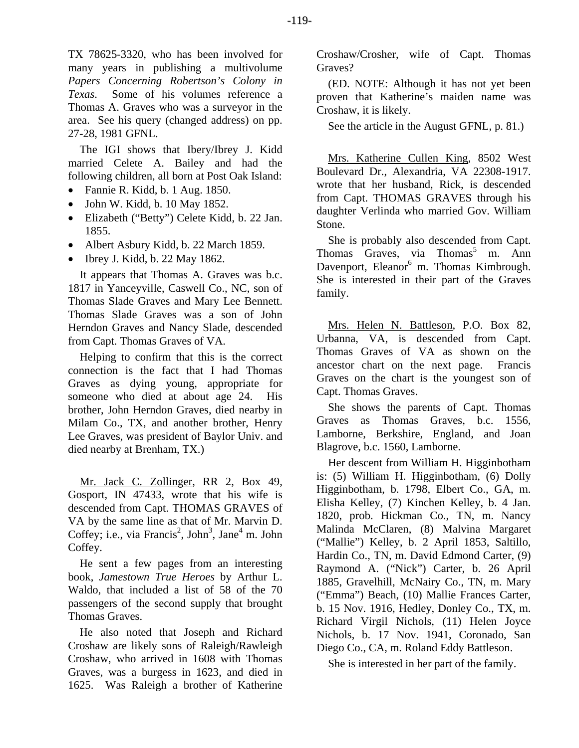TX 78625-3320, who has been involved for many years in publishing a multivolume *Papers Concerning Robertson's Colony in Texas*. Some of his volumes reference a Thomas A. Graves who was a surveyor in the area. See his query (changed address) on pp. 27-28, 1981 GFNL.

The IGI shows that Ibery/Ibrey J. Kidd married Celete A. Bailey and had the following children, all born at Post Oak Island:

- Fannie R. Kidd, b. 1 Aug. 1850.
- John W. Kidd, b. 10 May 1852.
- Elizabeth ("Betty") Celete Kidd, b. 22 Jan. 1855.
- Albert Asbury Kidd, b. 22 March 1859.
- Ibrey J. Kidd, b. 22 May 1862.

It appears that Thomas A. Graves was b.c. 1817 in Yanceyville, Caswell Co., NC, son of Thomas Slade Graves and Mary Lee Bennett. Thomas Slade Graves was a son of John Herndon Graves and Nancy Slade, descended from Capt. Thomas Graves of VA.

Helping to confirm that this is the correct connection is the fact that I had Thomas Graves as dying young, appropriate for someone who died at about age 24. His brother, John Herndon Graves, died nearby in Milam Co., TX, and another brother, Henry Lee Graves, was president of Baylor Univ. and died nearby at Brenham, TX.)

Mr. Jack C. Zollinger, RR 2, Box 49, Gosport, IN 47433, wrote that his wife is descended from Capt. THOMAS GRAVES of VA by the same line as that of Mr. Marvin D. Coffey; i.e., via Francis[2], John[3], Jane[4] m. John Coffey.

He sent a few pages from an interesting book, *Jamestown True Heroes* by Arthur L. Waldo, that included a list of 58 of the 70 passengers of the second supply that brought Thomas Graves.

He also noted that Joseph and Richard Croshaw are likely sons of Raleigh/Rawleigh Croshaw, who arrived in 1608 with Thomas Graves, was a burgess in 1623, and died in 1625. Was Raleigh a brother of Katherine Croshaw/Crosher, wife of Capt. Thomas Graves?

(ED. NOTE: Although it has not yet been proven that Katherine's maiden name was Croshaw, it is likely.

See the article in the August GFNL, p. 81.)

Mrs. Katherine Cullen King, 8502 West Boulevard Dr., Alexandria, VA 22308-1917. wrote that her husband, Rick, is descended from Capt. THOMAS GRAVES through his daughter Verlinda who married Gov. William Stone.

She is probably also descended from Capt. Thomas Graves, via Thomas[5] m. Ann Davenport, Eleanor[6] m. Thomas Kimbrough. She is interested in their part of the Graves family.

Mrs. Helen N. Battleson, P.O. Box 82, Urbanna, VA, is descended from Capt. Thomas Graves of VA as shown on the ancestor chart on the next page. Francis Graves on the chart is the youngest son of Capt. Thomas Graves.

She shows the parents of Capt. Thomas Graves as Thomas Graves, b.c. 1556, Lamborne, Berkshire, England, and Joan Blagrove, b.c. 1560, Lamborne.

Her descent from William H. Higginbotham is: (5) William H. Higginbotham, (6) Dolly Higginbotham, b. 1798, Elbert Co., GA, m. Elisha Kelley, (7) Kinchen Kelley, b. 4 Jan. 1820, prob. Hickman Co., TN, m. Nancy Malinda McClaren, (8) Malvina Margaret ("Mallie") Kelley, b. 2 April 1853, Saltillo, Hardin Co., TN, m. David Edmond Carter, (9) Raymond A. ("Nick") Carter, b. 26 April 1885, Gravelhill, McNairy Co., TN, m. Mary ("Emma") Beach, (10) Mallie Frances Carter, b. 15 Nov. 1916, Hedley, Donley Co., TX, m. Richard Virgil Nichols, (11) Helen Joyce Nichols, b. 17 Nov. 1941, Coronado, San Diego Co., CA, m. Roland Eddy Battleson.

She is interested in her part of the family.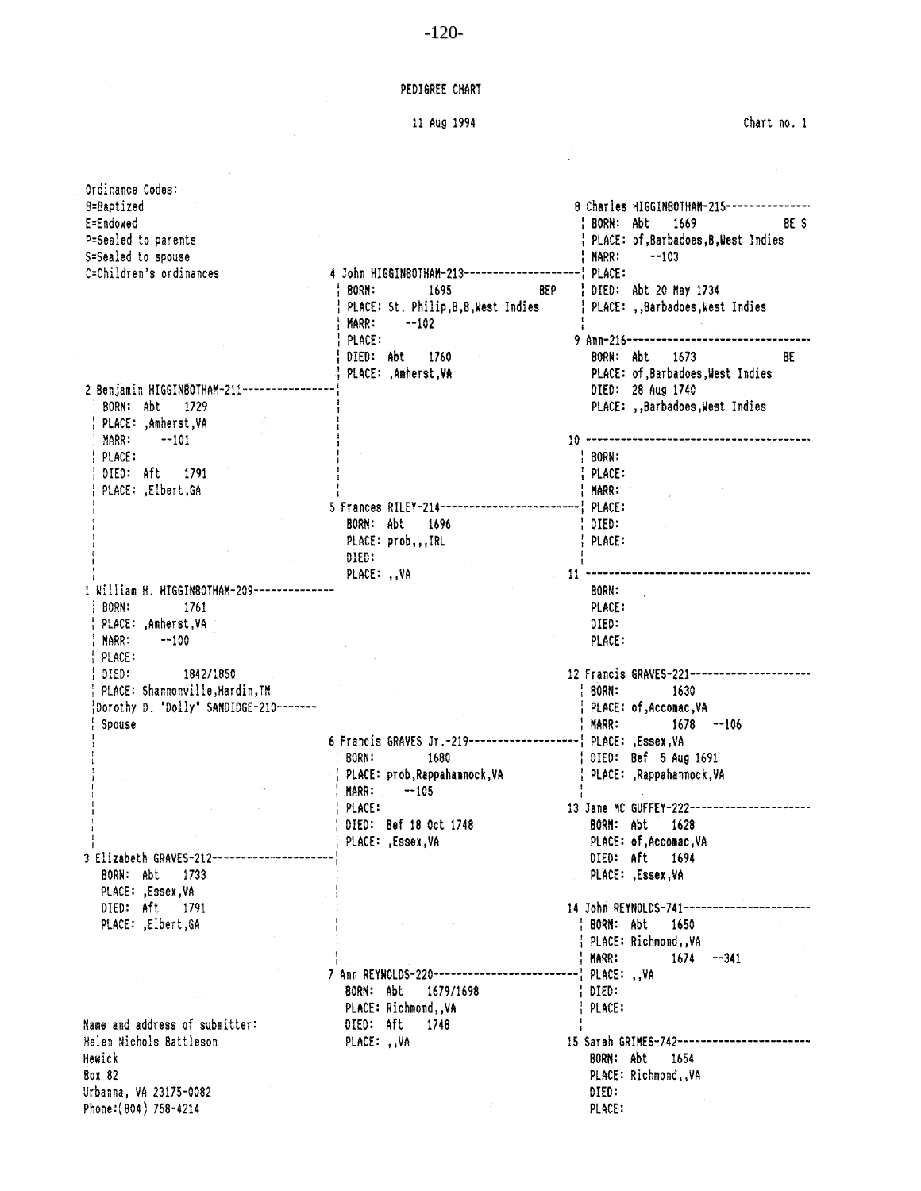# PEDIGREE CHART

11 Aug 1994

Chart no. 1

Ordinance Codes:
B=Baptized
E=Endowed
P=Sealed to parents
S=Sealed to spouse
C=Children's ordinances

**1 William H. HIGGINBOTHAM-209**
BORN: 1761
PLACE: ,Amherst,VA
MARR: --100
PLACE:
DIED: 1842/1850
PLACE: Shannonville,Hardin,TN
Dorothy D. 'Dolly' SANDIDGE-210
Spouse

**2 Benjamin HIGGINBOTHAM-211**
BORN: Abt 1729
PLACE: ,Amherst,VA
MARR: --101
PLACE:
DIED: Aft 1791
PLACE: ,Elbert,GA

**3 Elizabeth GRAVES-212**
BORN: Abt 1733
PLACE: ,Essex,VA
DIED: Aft 1791
PLACE: ,Elbert,GA

**4 John HIGGINBOTHAM-213**
BORN: 1695 BEP
PLACE: St. Philip,B,B,West Indies
MARR: --102
PLACE:
DIED: Abt 1760
PLACE: ,Amherst,VA

**5 Frances RILEY-214**
BORN: Abt 1696
PLACE: prob,,,IRL
DIED:
PLACE: ,,VA

**6 Francis GRAVES Jr.-219**
BORN: 1680
PLACE: prob,Rappahannock,VA
MARR: --105
PLACE:
DIED: Bef 18 Oct 1748
PLACE: ,Essex,VA

**7 Ann REYNOLDS-220**
BORN: Abt 1679/1698
PLACE: Richmond,,VA
DIED: Aft 1748
PLACE: ,,VA

**8 Charles HIGGINBOTHAM-215**
BORN: Abt 1669 BE S
PLACE: of,Barbadoes,B,West Indies
MARR: --103
PLACE:
DIED: Abt 20 May 1734
PLACE: ,,Barbadoes,West Indies

**9 Ann-216**
BORN: Abt 1673 BE
PLACE: of,Barbadoes,West Indies
DIED: 28 Aug 1740
PLACE: ,,Barbadoes,West Indies

**10**
BORN:
PLACE:
MARR:
PLACE:
DIED:
PLACE:

**11**
BORN:
PLACE:
DIED:
PLACE:

**12 Francis GRAVES-221**
BORN: 1630
PLACE: of,Accomac,VA
MARR: 1678 --106
PLACE: ,Essex,VA
DIED: Bef 5 Aug 1691
PLACE: ,Rappahannock,VA

**13 Jane MC GUFFEY-222**
BORN: Abt 1628
PLACE: of,Accomac,VA
DIED: Aft 1694
PLACE: ,Essex,VA

**14 John REYNOLDS-741**
BORN: Abt 1650
PLACE: Richmond,,VA
MARR: 1674 --341
PLACE: ,,VA
DIED:
PLACE:

**15 Sarah GRIMES-742**
BORN: Abt 1654
PLACE: Richmond,,VA
DIED:
PLACE:

Name and address of submitter:
Helen Nichols Battleson
Hewick
Box 82
Urbanna, VA 23175-0082
Phone:(804) 758-4214